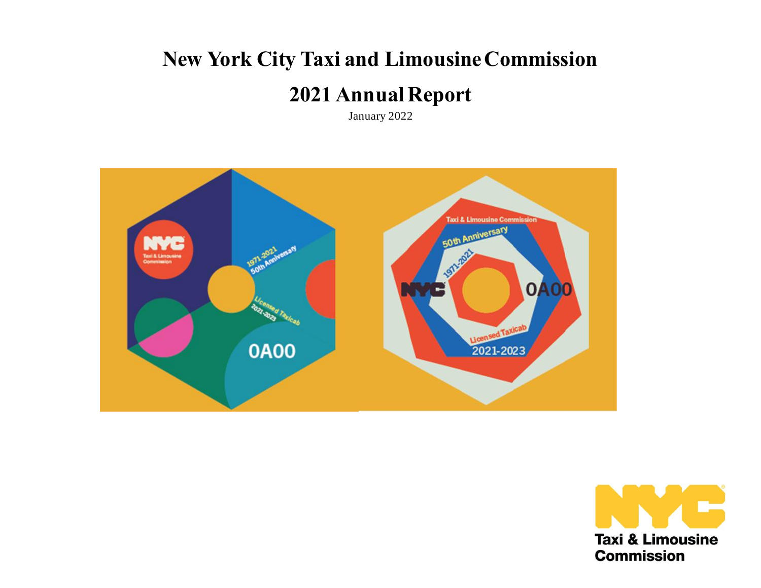# New York City Taxi and Limousine Commission

# 2021 Annual Report

January 2022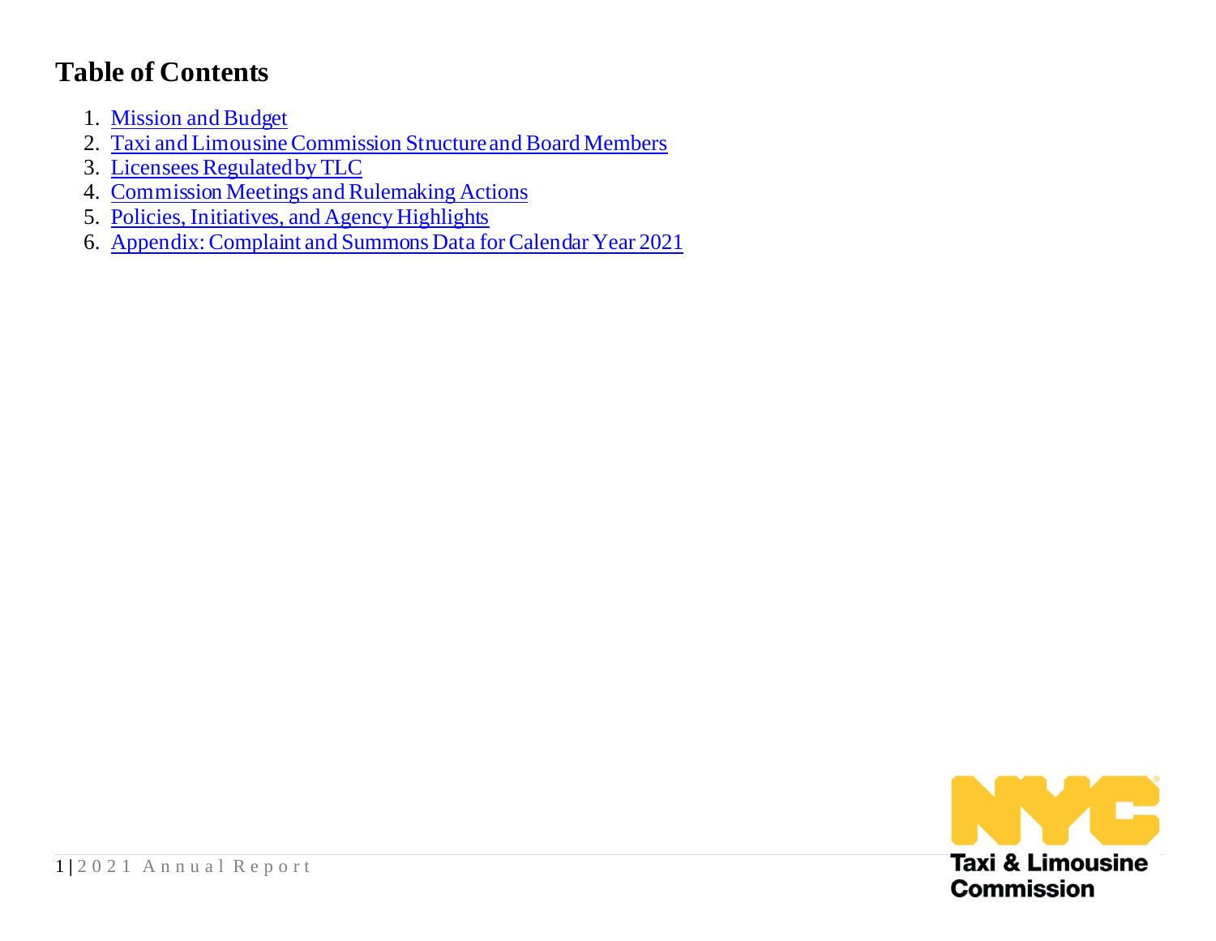# Table of Contents

1. Mission and Budget
2. Taxi and Limousine Commission Structure and Board Members
3. Licensees Regulated by TLC
4. Commission Meetings and Rulemaking Actions
5. Policies, Initiatives, and Agency Highlights
6. Appendix: Complaint and Summons Data for Calendar Year 2021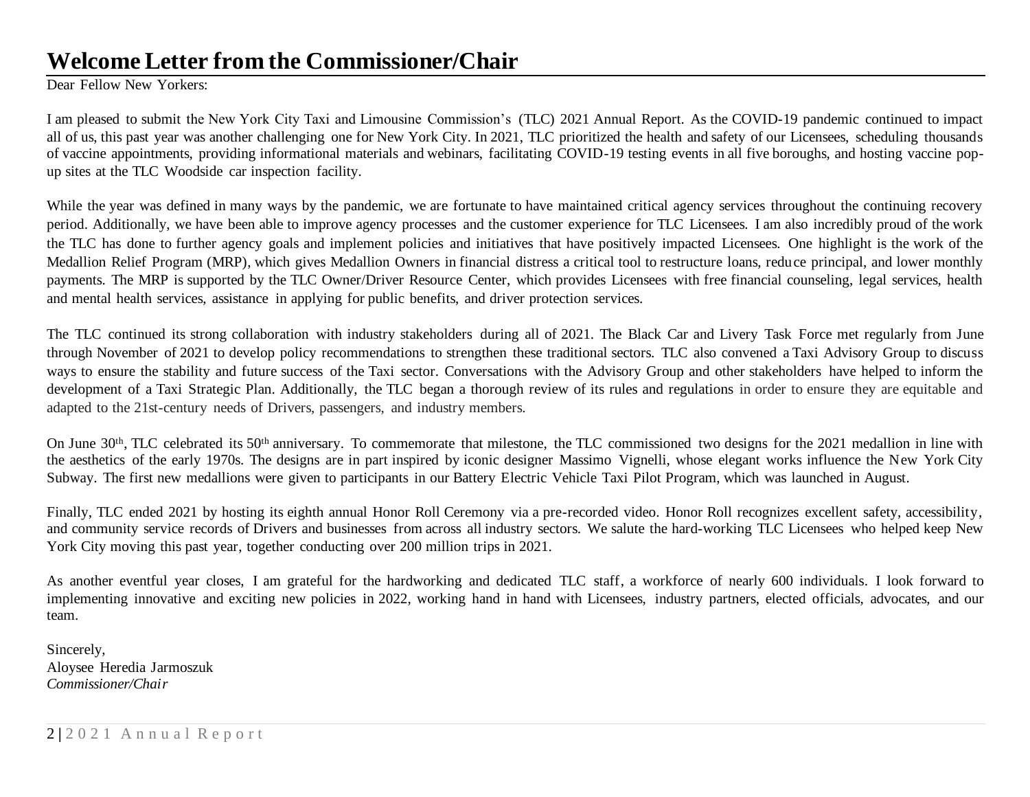# Welcome Letter from the Commissioner/Chair

Dear Fellow New Yorkers:

I am pleased to submit the New York City Taxi and Limousine Commission's (TLC) 2021 Annual Report. As the COVID-19 pandemic continued to impact all of us, this past year was another challenging one for New York City. In 2021, TLC prioritized the health and safety of our Licensees, scheduling thousands of vaccine appointments, providing informational materials and webinars, facilitating COVID-19 testing events in all five boroughs, and hosting vaccine pop-up sites at the TLC Woodside car inspection facility.

While the year was defined in many ways by the pandemic, we are fortunate to have maintained critical agency services throughout the continuing recovery period. Additionally, we have been able to improve agency processes and the customer experience for TLC Licensees. I am also incredibly proud of the work the TLC has done to further agency goals and implement policies and initiatives that have positively impacted Licensees. One highlight is the work of the Medallion Relief Program (MRP), which gives Medallion Owners in financial distress a critical tool to restructure loans, reduce principal, and lower monthly payments. The MRP is supported by the TLC Owner/Driver Resource Center, which provides Licensees with free financial counseling, legal services, health and mental health services, assistance in applying for public benefits, and driver protection services.

The TLC continued its strong collaboration with industry stakeholders during all of 2021. The Black Car and Livery Task Force met regularly from June through November of 2021 to develop policy recommendations to strengthen these traditional sectors. TLC also convened a Taxi Advisory Group to discuss ways to ensure the stability and future success of the Taxi sector. Conversations with the Advisory Group and other stakeholders have helped to inform the development of a Taxi Strategic Plan. Additionally, the TLC began a thorough review of its rules and regulations in order to ensure they are equitable and adapted to the 21st-century needs of Drivers, passengers, and industry members.

On June 30th, TLC celebrated its 50th anniversary. To commemorate that milestone, the TLC commissioned two designs for the 2021 medallion in line with the aesthetics of the early 1970s. The designs are in part inspired by iconic designer Massimo Vignelli, whose elegant works influence the New York City Subway. The first new medallions were given to participants in our Battery Electric Vehicle Taxi Pilot Program, which was launched in August.

Finally, TLC ended 2021 by hosting its eighth annual Honor Roll Ceremony via a pre-recorded video. Honor Roll recognizes excellent safety, accessibility, and community service records of Drivers and businesses from across all industry sectors. We salute the hard-working TLC Licensees who helped keep New York City moving this past year, together conducting over 200 million trips in 2021.

As another eventful year closes, I am grateful for the hardworking and dedicated TLC staff, a workforce of nearly 600 individuals. I look forward to implementing innovative and exciting new policies in 2022, working hand in hand with Licensees, industry partners, elected officials, advocates, and our team.

Sincerely,
Aloysee Heredia Jarmoszuk
*Commissioner/Chair*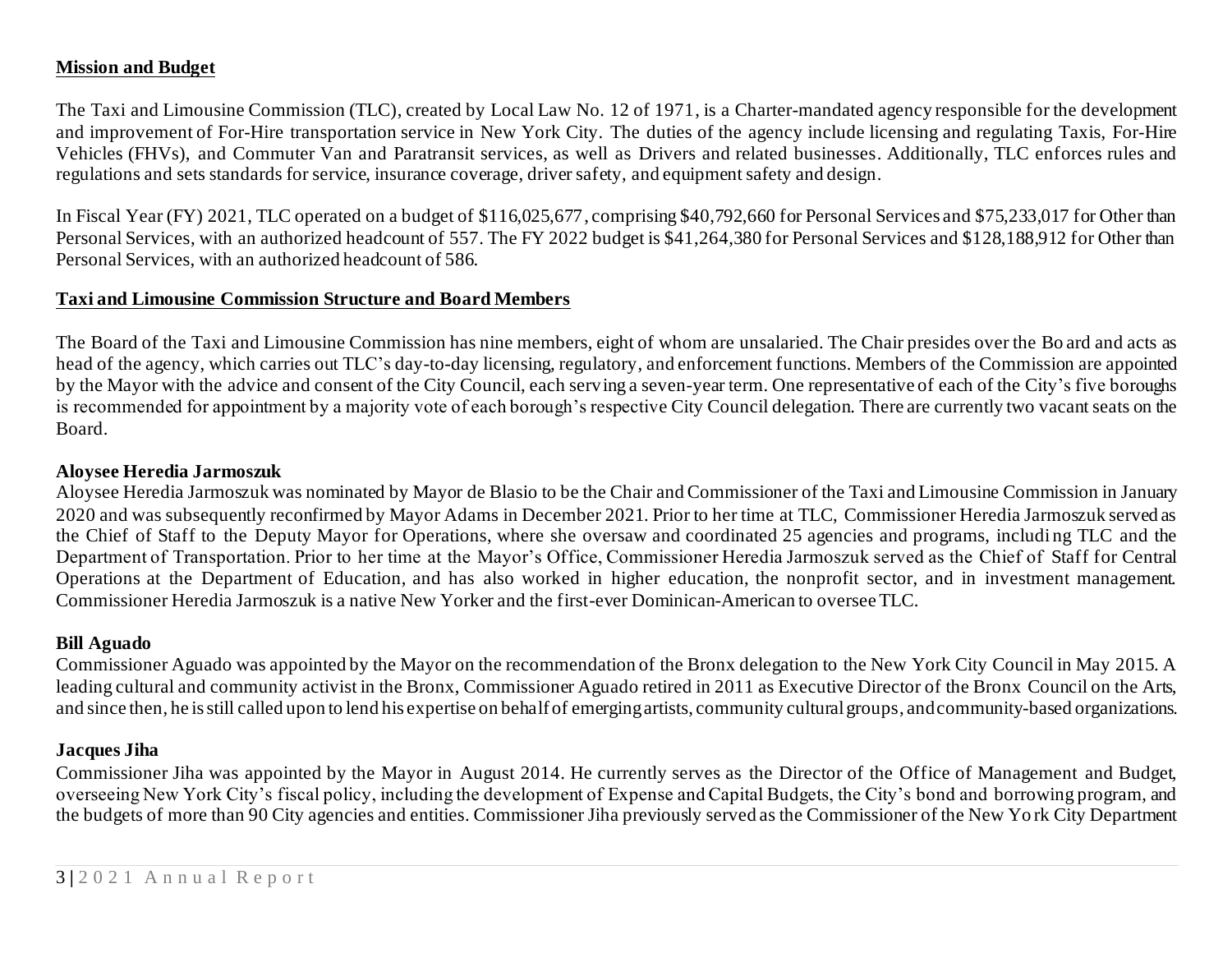## Mission and Budget

The Taxi and Limousine Commission (TLC), created by Local Law No. 12 of 1971, is a Charter-mandated agency responsible for the development and improvement of For-Hire transportation service in New York City. The duties of the agency include licensing and regulating Taxis, For-Hire Vehicles (FHVs), and Commuter Van and Paratransit services, as well as Drivers and related businesses. Additionally, TLC enforces rules and regulations and sets standards for service, insurance coverage, driver safety, and equipment safety and design.

In Fiscal Year (FY) 2021, TLC operated on a budget of \$116,025,677, comprising \$40,792,660 for Personal Services and \$75,233,017 for Other than Personal Services, with an authorized headcount of 557. The FY 2022 budget is \$41,264,380 for Personal Services and \$128,188,912 for Other than Personal Services, with an authorized headcount of 586.

## Taxi and Limousine Commission Structure and Board Members

The Board of the Taxi and Limousine Commission has nine members, eight of whom are unsalaried. The Chair presides over the Board and acts as head of the agency, which carries out TLC's day-to-day licensing, regulatory, and enforcement functions. Members of the Commission are appointed by the Mayor with the advice and consent of the City Council, each serving a seven-year term. One representative of each of the City's five boroughs is recommended for appointment by a majority vote of each borough's respective City Council delegation. There are currently two vacant seats on the Board.

### Aloysee Heredia Jarmoszuk

Aloysee Heredia Jarmoszuk was nominated by Mayor de Blasio to be the Chair and Commissioner of the Taxi and Limousine Commission in January 2020 and was subsequently reconfirmed by Mayor Adams in December 2021. Prior to her time at TLC, Commissioner Heredia Jarmoszuk served as the Chief of Staff to the Deputy Mayor for Operations, where she oversaw and coordinated 25 agencies and programs, including TLC and the Department of Transportation. Prior to her time at the Mayor's Office, Commissioner Heredia Jarmoszuk served as the Chief of Staff for Central Operations at the Department of Education, and has also worked in higher education, the nonprofit sector, and in investment management. Commissioner Heredia Jarmoszuk is a native New Yorker and the first-ever Dominican-American to oversee TLC.

### Bill Aguado

Commissioner Aguado was appointed by the Mayor on the recommendation of the Bronx delegation to the New York City Council in May 2015. A leading cultural and community activist in the Bronx, Commissioner Aguado retired in 2011 as Executive Director of the Bronx Council on the Arts, and since then, he is still called upon to lend his expertise on behalf of emerging artists, community cultural groups, and community-based organizations.

### Jacques Jiha

Commissioner Jiha was appointed by the Mayor in August 2014. He currently serves as the Director of the Office of Management and Budget, overseeing New York City's fiscal policy, including the development of Expense and Capital Budgets, the City's bond and borrowing program, and the budgets of more than 90 City agencies and entities. Commissioner Jiha previously served as the Commissioner of the New York City Department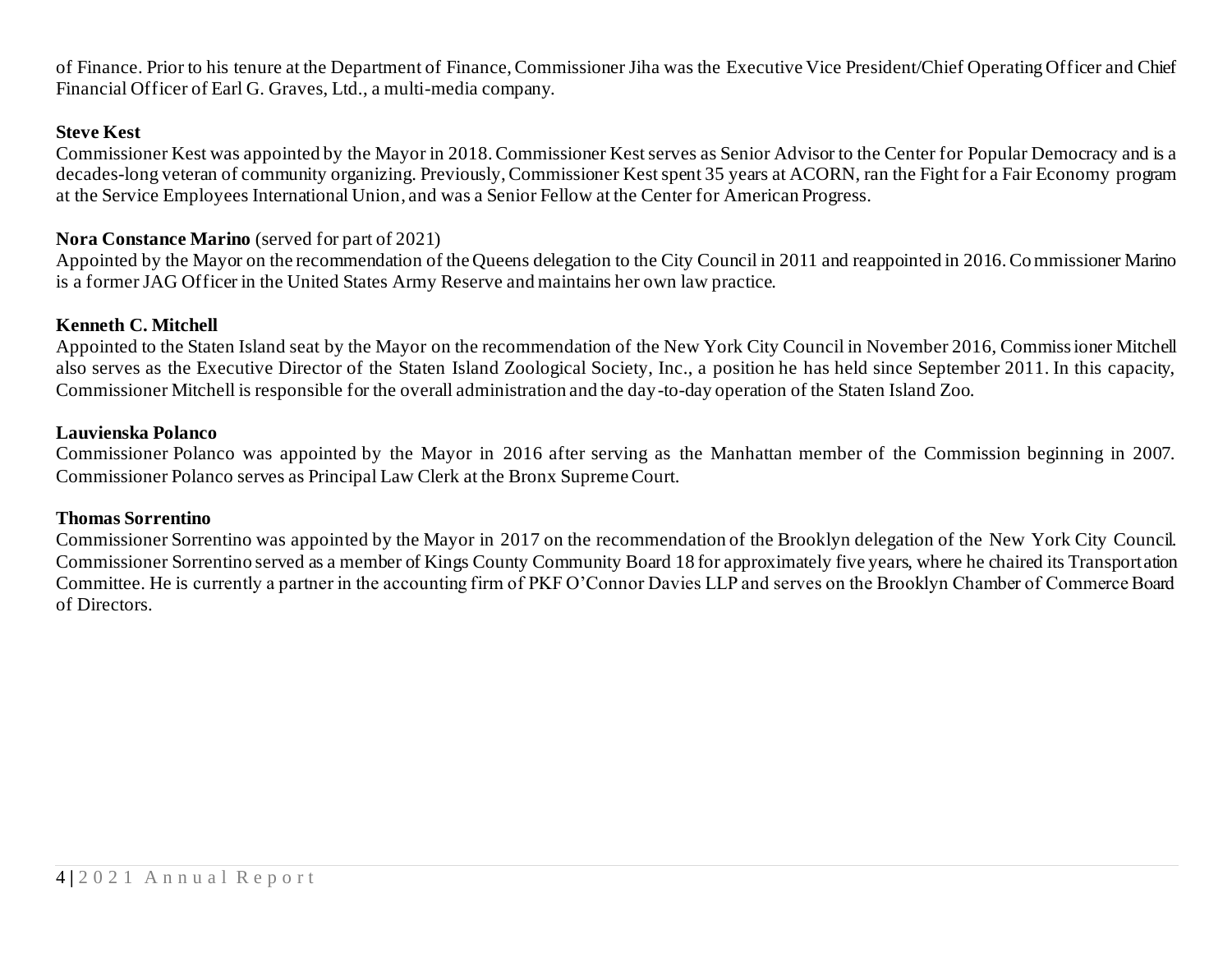of Finance. Prior to his tenure at the Department of Finance, Commissioner Jiha was the Executive Vice President/Chief Operating Officer and Chief Financial Officer of Earl G. Graves, Ltd., a multi-media company.

**Steve Kest**
Commissioner Kest was appointed by the Mayor in 2018. Commissioner Kest serves as Senior Advisor to the Center for Popular Democracy and is a decades-long veteran of community organizing. Previously, Commissioner Kest spent 35 years at ACORN, ran the Fight for a Fair Economy program at the Service Employees International Union, and was a Senior Fellow at the Center for American Progress.

**Nora Constance Marino** (served for part of 2021)
Appointed by the Mayor on the recommendation of the Queens delegation to the City Council in 2011 and reappointed in 2016. Commissioner Marino is a former JAG Officer in the United States Army Reserve and maintains her own law practice.

**Kenneth C. Mitchell**
Appointed to the Staten Island seat by the Mayor on the recommendation of the New York City Council in November 2016, Commissioner Mitchell also serves as the Executive Director of the Staten Island Zoological Society, Inc., a position he has held since September 2011. In this capacity, Commissioner Mitchell is responsible for the overall administration and the day-to-day operation of the Staten Island Zoo.

**Lauvienska Polanco**
Commissioner Polanco was appointed by the Mayor in 2016 after serving as the Manhattan member of the Commission beginning in 2007. Commissioner Polanco serves as Principal Law Clerk at the Bronx Supreme Court.

**Thomas Sorrentino**
Commissioner Sorrentino was appointed by the Mayor in 2017 on the recommendation of the Brooklyn delegation of the New York City Council. Commissioner Sorrentino served as a member of Kings County Community Board 18 for approximately five years, where he chaired its Transportation Committee. He is currently a partner in the accounting firm of PKF O'Connor Davies LLP and serves on the Brooklyn Chamber of Commerce Board of Directors.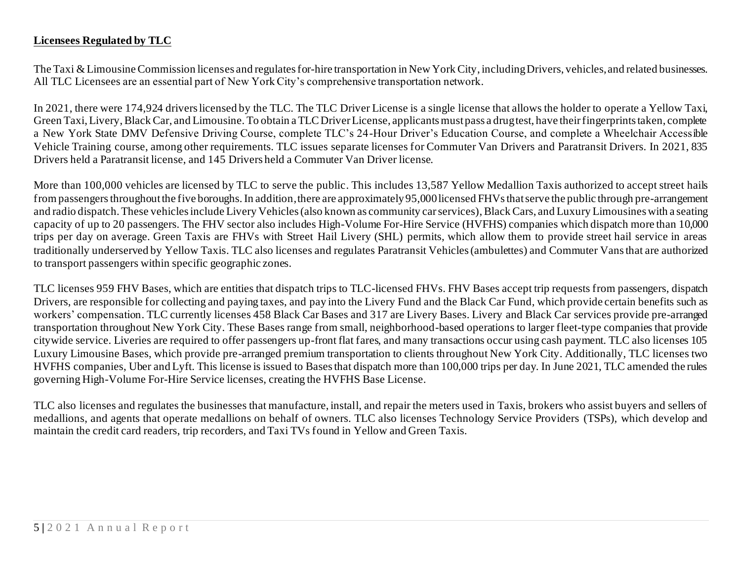**Licensees Regulated by TLC**

The Taxi & Limousine Commission licenses and regulates for-hire transportation in New York City, including Drivers, vehicles, and related businesses. All TLC Licensees are an essential part of New York City's comprehensive transportation network.

In 2021, there were 174,924 drivers licensed by the TLC. The TLC Driver License is a single license that allows the holder to operate a Yellow Taxi, Green Taxi, Livery, Black Car, and Limousine. To obtain a TLC Driver License, applicants must pass a drug test, have their fingerprints taken, complete a New York State DMV Defensive Driving Course, complete TLC's 24-Hour Driver's Education Course, and complete a Wheelchair Accessible Vehicle Training course, among other requirements. TLC issues separate licenses for Commuter Van Drivers and Paratransit Drivers. In 2021, 835 Drivers held a Paratransit license, and 145 Drivers held a Commuter Van Driver license.

More than 100,000 vehicles are licensed by TLC to serve the public. This includes 13,587 Yellow Medallion Taxis authorized to accept street hails from passengers throughout the five boroughs. In addition, there are approximately 95,000 licensed FHVs that serve the public through pre-arrangement and radio dispatch. These vehicles include Livery Vehicles (also known as community car services), Black Cars, and Luxury Limousines with a seating capacity of up to 20 passengers. The FHV sector also includes High-Volume For-Hire Service (HVFHS) companies which dispatch more than 10,000 trips per day on average. Green Taxis are FHVs with Street Hail Livery (SHL) permits, which allow them to provide street hail service in areas traditionally underserved by Yellow Taxis. TLC also licenses and regulates Paratransit Vehicles (ambulettes) and Commuter Vans that are authorized to transport passengers within specific geographic zones.

TLC licenses 959 FHV Bases, which are entities that dispatch trips to TLC-licensed FHVs. FHV Bases accept trip requests from passengers, dispatch Drivers, are responsible for collecting and paying taxes, and pay into the Livery Fund and the Black Car Fund, which provide certain benefits such as workers' compensation. TLC currently licenses 458 Black Car Bases and 317 are Livery Bases. Livery and Black Car services provide pre-arranged transportation throughout New York City. These Bases range from small, neighborhood-based operations to larger fleet-type companies that provide citywide service. Liveries are required to offer passengers up-front flat fares, and many transactions occur using cash payment. TLC also licenses 105 Luxury Limousine Bases, which provide pre-arranged premium transportation to clients throughout New York City. Additionally, TLC licenses two HVFHS companies, Uber and Lyft. This license is issued to Bases that dispatch more than 100,000 trips per day. In June 2021, TLC amended the rules governing High-Volume For-Hire Service licenses, creating the HVFHS Base License.

TLC also licenses and regulates the businesses that manufacture, install, and repair the meters used in Taxis, brokers who assist buyers and sellers of medallions, and agents that operate medallions on behalf of owners. TLC also licenses Technology Service Providers (TSPs), which develop and maintain the credit card readers, trip recorders, and Taxi TVs found in Yellow and Green Taxis.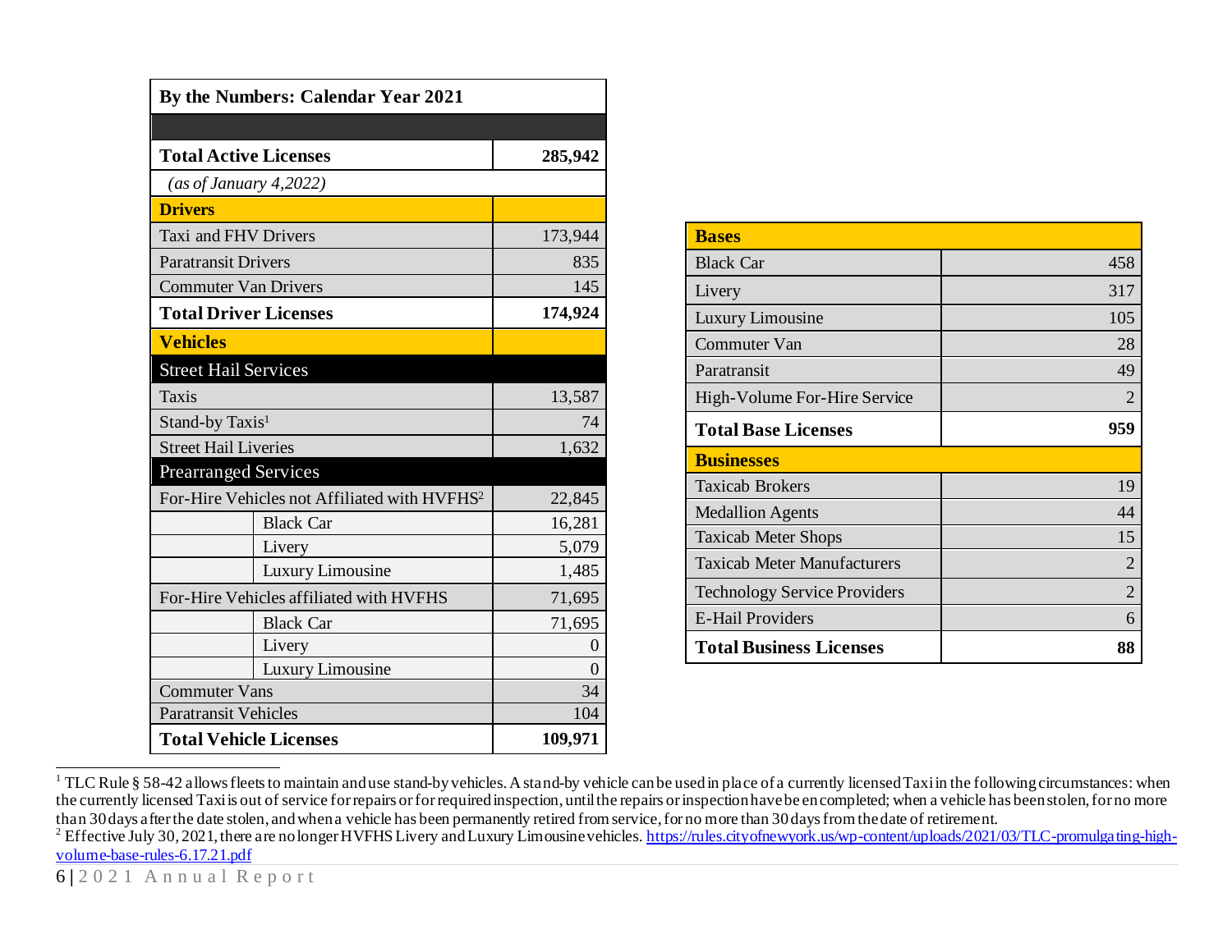| By the Numbers: Calendar Year 2021 | | |
|---|---|---|
| **Total Active Licenses** | | **285,942** |
| *(as of January 4,2022)* | | |
| **Drivers** | | |
| Taxi and FHV Drivers | | 173,944 |
| Paratransit Drivers | | 835 |
| Commuter Van Drivers | | 145 |
| **Total Driver Licenses** | | **174,924** |
| **Vehicles** | | |
| Street Hail Services | | |
| Taxis | | 13,587 |
| Stand-by Taxis[1] | | 74 |
| Street Hail Liveries | | 1,632 |
| Prearranged Services | | |
| For-Hire Vehicles not Affiliated with HVFHS[2] | | 22,845 |
| | Black Car | 16,281 |
| | Livery | 5,079 |
| | Luxury Limousine | 1,485 |
| For-Hire Vehicles affiliated with HVFHS | | 71,695 |
| | Black Car | 71,695 |
| | Livery | 0 |
| | Luxury Limousine | 0 |
| Commuter Vans | | 34 |
| Paratransit Vehicles | | 104 |
| **Total Vehicle Licenses** | | **109,971** |

| **Bases** | |
|---|---|
| Black Car | 458 |
| Livery | 317 |
| Luxury Limousine | 105 |
| Commuter Van | 28 |
| Paratransit | 49 |
| High-Volume For-Hire Service | 2 |
| **Total Base Licenses** | **959** |
| **Businesses** | |
| Taxicab Brokers | 19 |
| Medallion Agents | 44 |
| Taxicab Meter Shops | 15 |
| Taxicab Meter Manufacturers | 2 |
| Technology Service Providers | 2 |
| E-Hail Providers | 6 |
| **Total Business Licenses** | **88** |

[1] TLC Rule § 58-42 allows fleets to maintain and use stand-by vehicles. A stand-by vehicle can be used in place of a currently licensed Taxi in the following circumstances: when the currently licensed Taxi is out of service for repairs or for required inspection, until the repairs or inspection have been completed; when a vehicle has been stolen, for no more than 30 days after the date stolen, and when a vehicle has been permanently retired from service, for no more than 30 days from the date of retirement.

[2] Effective July 30, 2021, there are no longer HVFHS Livery and Luxury Limousine vehicles. https://rules.cityofnewyork.us/wp-content/uploads/2021/03/TLC-promulgating-high-volume-base-rules-6.17.21.pdf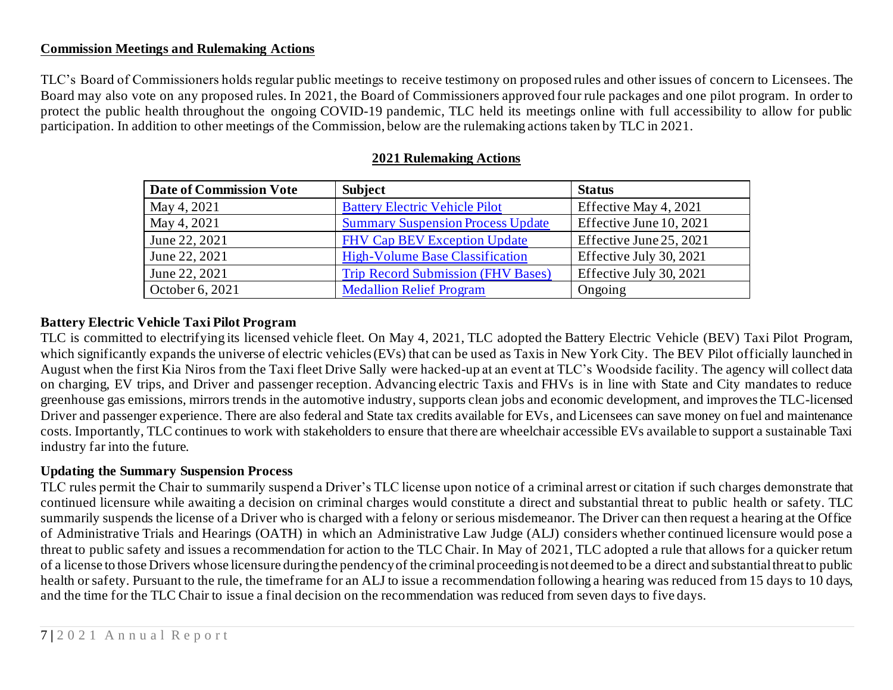## Commission Meetings and Rulemaking Actions

TLC's Board of Commissioners holds regular public meetings to receive testimony on proposed rules and other issues of concern to Licensees. The Board may also vote on any proposed rules. In 2021, the Board of Commissioners approved four rule packages and one pilot program. In order to protect the public health throughout the ongoing COVID-19 pandemic, TLC held its meetings online with full accessibility to allow for public participation. In addition to other meetings of the Commission, below are the rulemaking actions taken by TLC in 2021.

### 2021 Rulemaking Actions

| Date of Commission Vote | Subject | Status |
|---|---|---|
| May 4, 2021 | Battery Electric Vehicle Pilot | Effective May 4, 2021 |
| May 4, 2021 | Summary Suspension Process Update | Effective June 10, 2021 |
| June 22, 2021 | FHV Cap BEV Exception Update | Effective June 25, 2021 |
| June 22, 2021 | High-Volume Base Classification | Effective July 30, 2021 |
| June 22, 2021 | Trip Record Submission (FHV Bases) | Effective July 30, 2021 |
| October 6, 2021 | Medallion Relief Program | Ongoing |

**Battery Electric Vehicle Taxi Pilot Program**

TLC is committed to electrifying its licensed vehicle fleet. On May 4, 2021, TLC adopted the Battery Electric Vehicle (BEV) Taxi Pilot Program, which significantly expands the universe of electric vehicles (EVs) that can be used as Taxis in New York City. The BEV Pilot officially launched in August when the first Kia Niros from the Taxi fleet Drive Sally were hacked-up at an event at TLC's Woodside facility. The agency will collect data on charging, EV trips, and Driver and passenger reception. Advancing electric Taxis and FHVs is in line with State and City mandates to reduce greenhouse gas emissions, mirrors trends in the automotive industry, supports clean jobs and economic development, and improves the TLC-licensed Driver and passenger experience. There are also federal and State tax credits available for EVs, and Licensees can save money on fuel and maintenance costs. Importantly, TLC continues to work with stakeholders to ensure that there are wheelchair accessible EVs available to support a sustainable Taxi industry far into the future.

**Updating the Summary Suspension Process**

TLC rules permit the Chair to summarily suspend a Driver's TLC license upon notice of a criminal arrest or citation if such charges demonstrate that continued licensure while awaiting a decision on criminal charges would constitute a direct and substantial threat to public health or safety. TLC summarily suspends the license of a Driver who is charged with a felony or serious misdemeanor. The Driver can then request a hearing at the Office of Administrative Trials and Hearings (OATH) in which an Administrative Law Judge (ALJ) considers whether continued licensure would pose a threat to public safety and issues a recommendation for action to the TLC Chair. In May of 2021, TLC adopted a rule that allows for a quicker return of a license to those Drivers whose licensure during the pendency of the criminal proceeding is not deemed to be a direct and substantial threat to public health or safety. Pursuant to the rule, the timeframe for an ALJ to issue a recommendation following a hearing was reduced from 15 days to 10 days, and the time for the TLC Chair to issue a final decision on the recommendation was reduced from seven days to five days.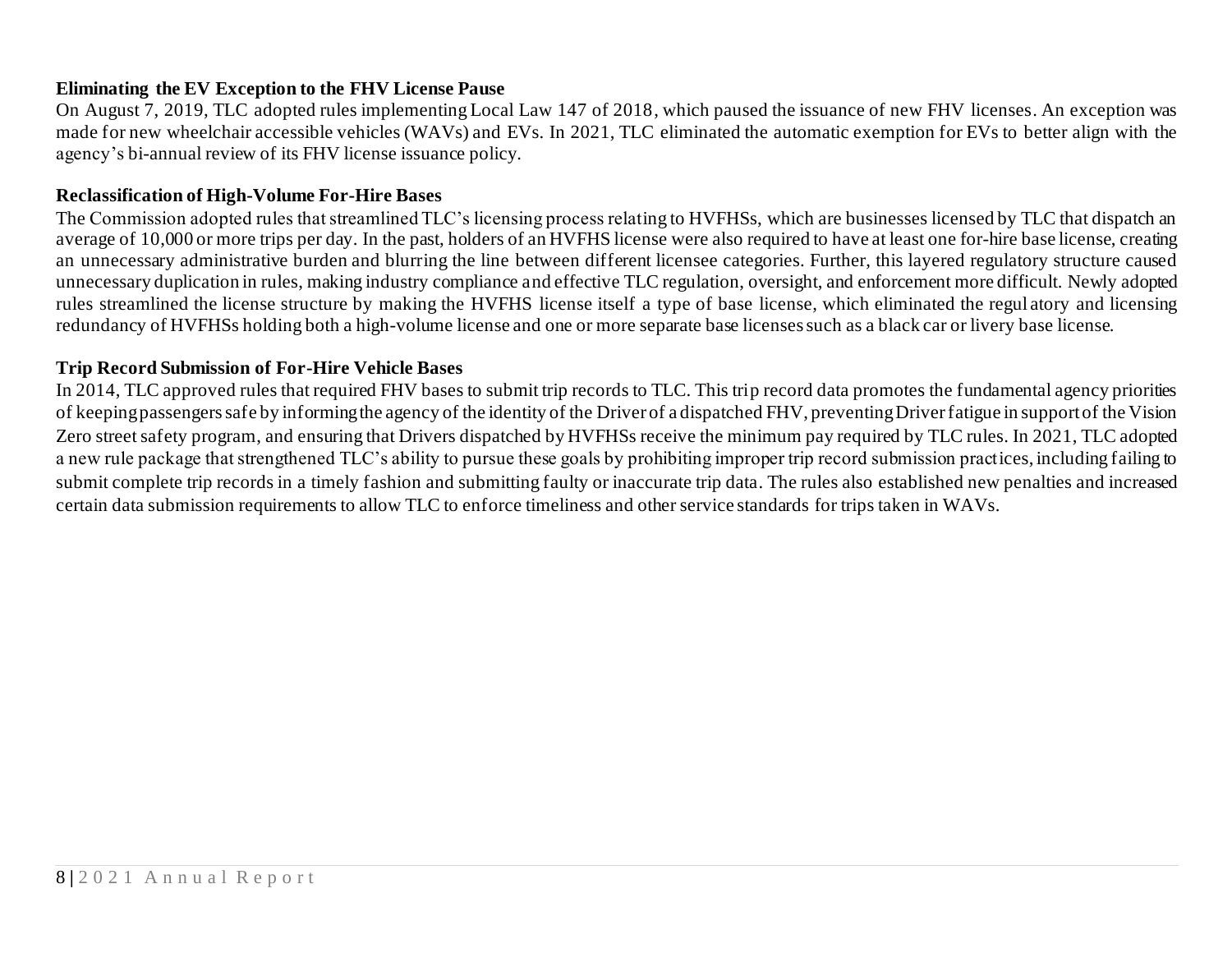**Eliminating the EV Exception to the FHV License Pause**

On August 7, 2019, TLC adopted rules implementing Local Law 147 of 2018, which paused the issuance of new FHV licenses. An exception was made for new wheelchair accessible vehicles (WAVs) and EVs. In 2021, TLC eliminated the automatic exemption for EVs to better align with the agency's bi-annual review of its FHV license issuance policy.

**Reclassification of High-Volume For-Hire Bases**

The Commission adopted rules that streamlined TLC's licensing process relating to HVFHSs, which are businesses licensed by TLC that dispatch an average of 10,000 or more trips per day. In the past, holders of an HVFHS license were also required to have at least one for-hire base license, creating an unnecessary administrative burden and blurring the line between different licensee categories. Further, this layered regulatory structure caused unnecessary duplication in rules, making industry compliance and effective TLC regulation, oversight, and enforcement more difficult. Newly adopted rules streamlined the license structure by making the HVFHS license itself a type of base license, which eliminated the regulatory and licensing redundancy of HVFHSs holding both a high-volume license and one or more separate base licenses such as a black car or livery base license.

**Trip Record Submission of For-Hire Vehicle Bases**

In 2014, TLC approved rules that required FHV bases to submit trip records to TLC. This trip record data promotes the fundamental agency priorities of keeping passengers safe by informing the agency of the identity of the Driver of a dispatched FHV, preventing Driver fatigue in support of the Vision Zero street safety program, and ensuring that Drivers dispatched by HVFHSs receive the minimum pay required by TLC rules. In 2021, TLC adopted a new rule package that strengthened TLC's ability to pursue these goals by prohibiting improper trip record submission practices, including failing to submit complete trip records in a timely fashion and submitting faulty or inaccurate trip data. The rules also established new penalties and increased certain data submission requirements to allow TLC to enforce timeliness and other service standards for trips taken in WAVs.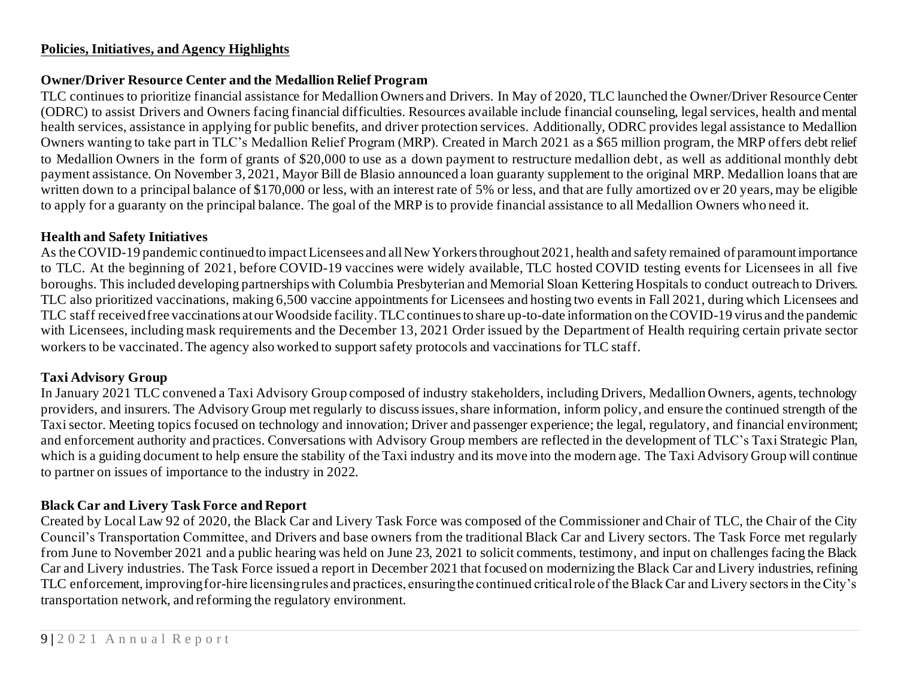## Policies, Initiatives, and Agency Highlights

### Owner/Driver Resource Center and the Medallion Relief Program

TLC continues to prioritize financial assistance for Medallion Owners and Drivers. In May of 2020, TLC launched the Owner/Driver Resource Center (ODRC) to assist Drivers and Owners facing financial difficulties. Resources available include financial counseling, legal services, health and mental health services, assistance in applying for public benefits, and driver protection services. Additionally, ODRC provides legal assistance to Medallion Owners wanting to take part in TLC's Medallion Relief Program (MRP). Created in March 2021 as a $65 million program, the MRP offers debt relief to Medallion Owners in the form of grants of $20,000 to use as a down payment to restructure medallion debt, as well as additional monthly debt payment assistance. On November 3, 2021, Mayor Bill de Blasio announced a loan guaranty supplement to the original MRP. Medallion loans that are written down to a principal balance of $170,000 or less, with an interest rate of 5% or less, and that are fully amortized over 20 years, may be eligible to apply for a guaranty on the principal balance. The goal of the MRP is to provide financial assistance to all Medallion Owners who need it.

### Health and Safety Initiatives

As the COVID-19 pandemic continued to impact Licensees and all New Yorkers throughout 2021, health and safety remained of paramount importance to TLC. At the beginning of 2021, before COVID-19 vaccines were widely available, TLC hosted COVID testing events for Licensees in all five boroughs. This included developing partnerships with Columbia Presbyterian and Memorial Sloan Kettering Hospitals to conduct outreach to Drivers. TLC also prioritized vaccinations, making 6,500 vaccine appointments for Licensees and hosting two events in Fall 2021, during which Licensees and TLC staff received free vaccinations at our Woodside facility. TLC continues to share up-to-date information on the COVID-19 virus and the pandemic with Licensees, including mask requirements and the December 13, 2021 Order issued by the Department of Health requiring certain private sector workers to be vaccinated. The agency also worked to support safety protocols and vaccinations for TLC staff.

### Taxi Advisory Group

In January 2021 TLC convened a Taxi Advisory Group composed of industry stakeholders, including Drivers, Medallion Owners, agents, technology providers, and insurers. The Advisory Group met regularly to discuss issues, share information, inform policy, and ensure the continued strength of the Taxi sector. Meeting topics focused on technology and innovation; Driver and passenger experience; the legal, regulatory, and financial environment; and enforcement authority and practices. Conversations with Advisory Group members are reflected in the development of TLC's Taxi Strategic Plan, which is a guiding document to help ensure the stability of the Taxi industry and its move into the modern age. The Taxi Advisory Group will continue to partner on issues of importance to the industry in 2022.

### Black Car and Livery Task Force and Report

Created by Local Law 92 of 2020, the Black Car and Livery Task Force was composed of the Commissioner and Chair of TLC, the Chair of the City Council's Transportation Committee, and Drivers and base owners from the traditional Black Car and Livery sectors. The Task Force met regularly from June to November 2021 and a public hearing was held on June 23, 2021 to solicit comments, testimony, and input on challenges facing the Black Car and Livery industries. The Task Force issued a report in December 2021 that focused on modernizing the Black Car and Livery industries, refining TLC enforcement, improving for-hire licensing rules and practices, ensuring the continued critical role of the Black Car and Livery sectors in the City's transportation network, and reforming the regulatory environment.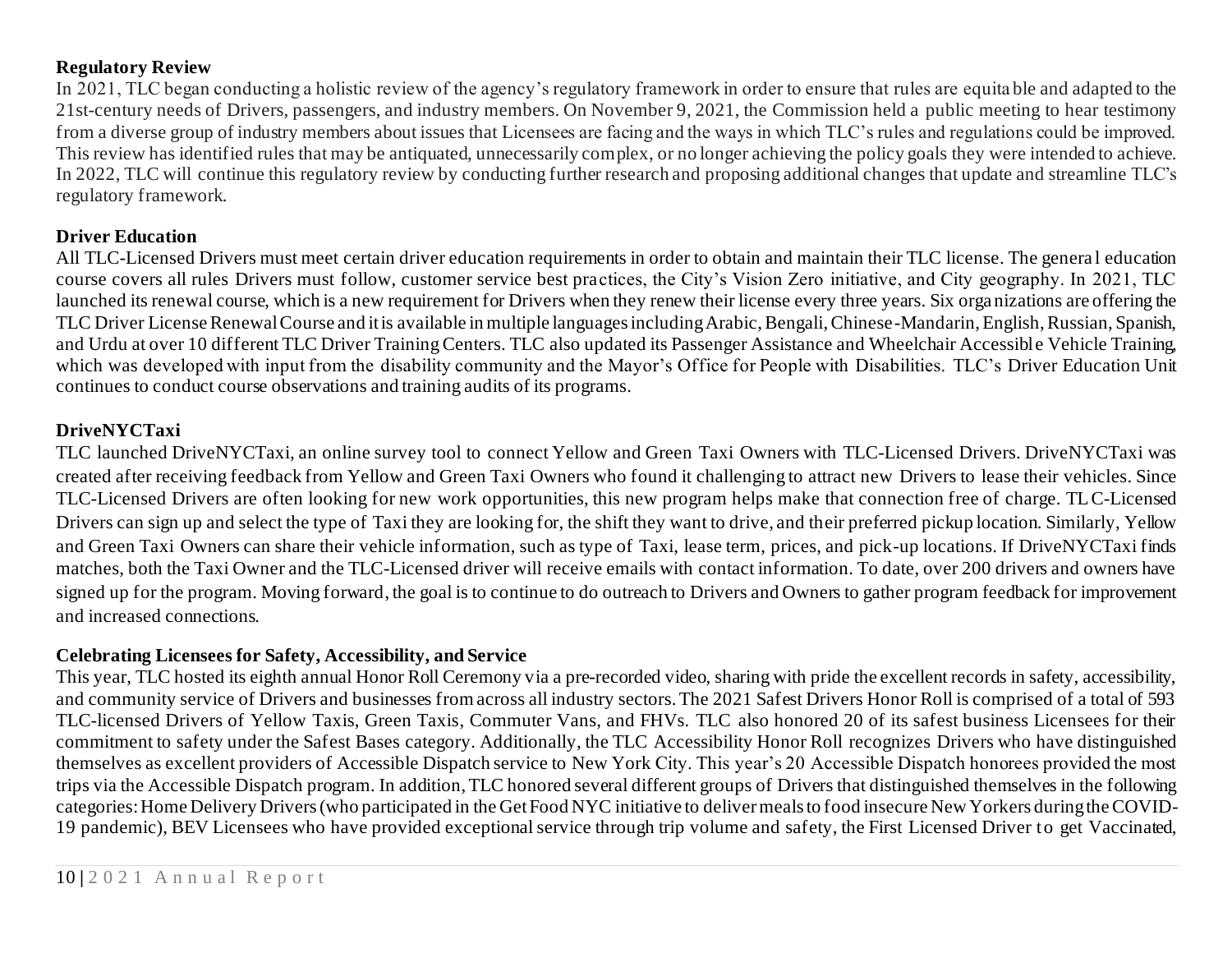**Regulatory Review**

In 2021, TLC began conducting a holistic review of the agency's regulatory framework in order to ensure that rules are equitable and adapted to the 21st-century needs of Drivers, passengers, and industry members. On November 9, 2021, the Commission held a public meeting to hear testimony from a diverse group of industry members about issues that Licensees are facing and the ways in which TLC's rules and regulations could be improved. This review has identified rules that may be antiquated, unnecessarily complex, or no longer achieving the policy goals they were intended to achieve. In 2022, TLC will continue this regulatory review by conducting further research and proposing additional changes that update and streamline TLC's regulatory framework.

**Driver Education**

All TLC-Licensed Drivers must meet certain driver education requirements in order to obtain and maintain their TLC license. The general education course covers all rules Drivers must follow, customer service best practices, the City's Vision Zero initiative, and City geography. In 2021, TLC launched its renewal course, which is a new requirement for Drivers when they renew their license every three years. Six organizations are offering the TLC Driver License Renewal Course and it is available in multiple languages including Arabic, Bengali, Chinese-Mandarin, English, Russian, Spanish, and Urdu at over 10 different TLC Driver Training Centers. TLC also updated its Passenger Assistance and Wheelchair Accessible Vehicle Training, which was developed with input from the disability community and the Mayor's Office for People with Disabilities. TLC's Driver Education Unit continues to conduct course observations and training audits of its programs.

**DriveNYCTaxi**

TLC launched DriveNYCTaxi, an online survey tool to connect Yellow and Green Taxi Owners with TLC-Licensed Drivers. DriveNYCTaxi was created after receiving feedback from Yellow and Green Taxi Owners who found it challenging to attract new Drivers to lease their vehicles. Since TLC-Licensed Drivers are often looking for new work opportunities, this new program helps make that connection free of charge. TLC-Licensed Drivers can sign up and select the type of Taxi they are looking for, the shift they want to drive, and their preferred pickup location. Similarly, Yellow and Green Taxi Owners can share their vehicle information, such as type of Taxi, lease term, prices, and pick-up locations. If DriveNYCTaxi finds matches, both the Taxi Owner and the TLC-Licensed driver will receive emails with contact information. To date, over 200 drivers and owners have signed up for the program. Moving forward, the goal is to continue to do outreach to Drivers and Owners to gather program feedback for improvement and increased connections.

**Celebrating Licensees for Safety, Accessibility, and Service**

This year, TLC hosted its eighth annual Honor Roll Ceremony via a pre-recorded video, sharing with pride the excellent records in safety, accessibility, and community service of Drivers and businesses from across all industry sectors. The 2021 Safest Drivers Honor Roll is comprised of a total of 593 TLC-licensed Drivers of Yellow Taxis, Green Taxis, Commuter Vans, and FHVs. TLC also honored 20 of its safest business Licensees for their commitment to safety under the Safest Bases category. Additionally, the TLC Accessibility Honor Roll recognizes Drivers who have distinguished themselves as excellent providers of Accessible Dispatch service to New York City. This year's 20 Accessible Dispatch honorees provided the most trips via the Accessible Dispatch program. In addition, TLC honored several different groups of Drivers that distinguished themselves in the following categories: Home Delivery Drivers (who participated in the Get Food NYC initiative to deliver meals to food insecure New Yorkers during the COVID-19 pandemic), BEV Licensees who have provided exceptional service through trip volume and safety, the First Licensed Driver to get Vaccinated,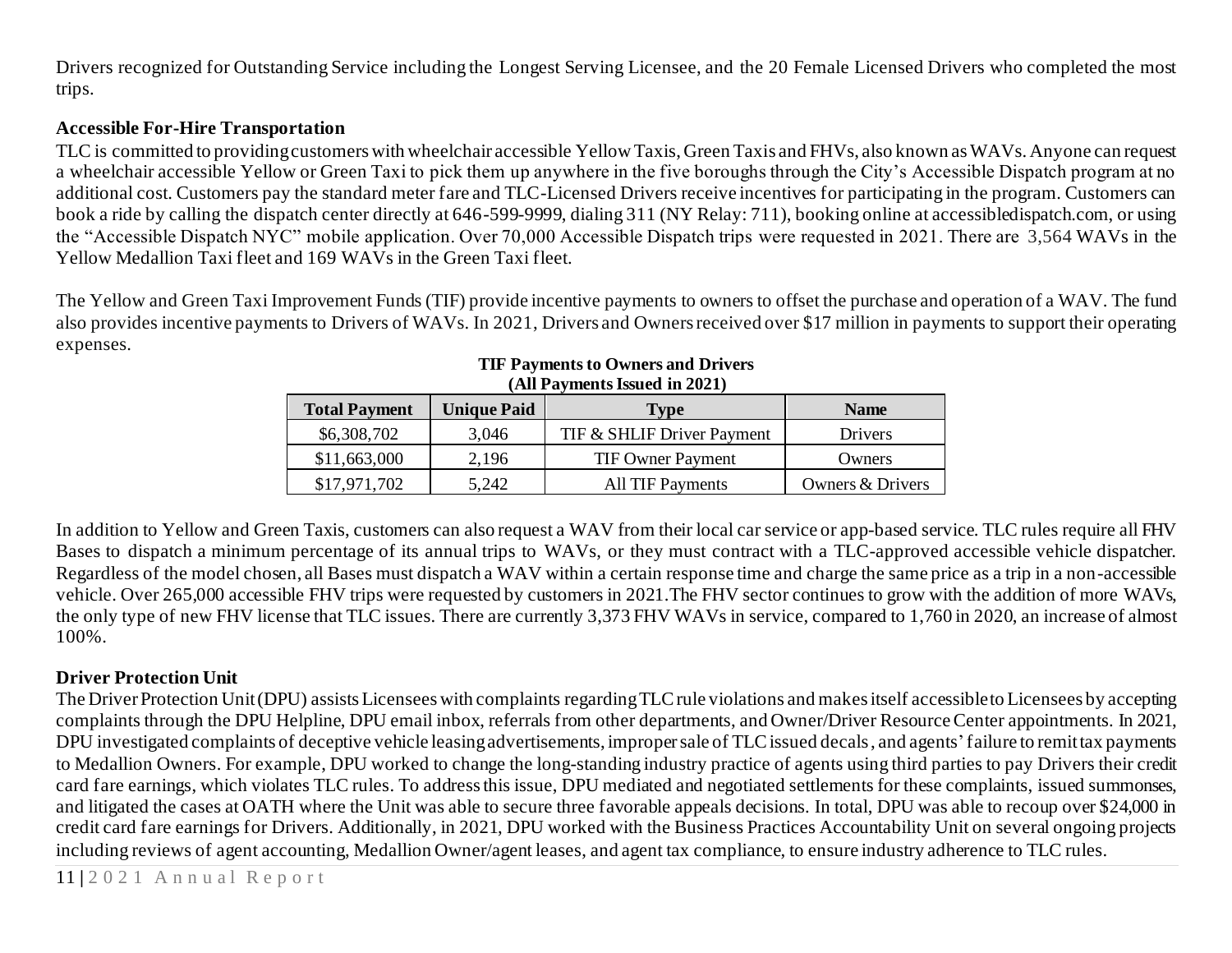Drivers recognized for Outstanding Service including the Longest Serving Licensee, and the 20 Female Licensed Drivers who completed the most trips.

### Accessible For-Hire Transportation

TLC is committed to providing customers with wheelchair accessible Yellow Taxis, Green Taxis and FHVs, also known as WAVs. Anyone can request a wheelchair accessible Yellow or Green Taxi to pick them up anywhere in the five boroughs through the City's Accessible Dispatch program at no additional cost. Customers pay the standard meter fare and TLC-Licensed Drivers receive incentives for participating in the program. Customers can book a ride by calling the dispatch center directly at 646-599-9999, dialing 311 (NY Relay: 711), booking online at accessibledispatch.com, or using the "Accessible Dispatch NYC" mobile application. Over 70,000 Accessible Dispatch trips were requested in 2021. There are 3,564 WAVs in the Yellow Medallion Taxi fleet and 169 WAVs in the Green Taxi fleet.

The Yellow and Green Taxi Improvement Funds (TIF) provide incentive payments to owners to offset the purchase and operation of a WAV. The fund also provides incentive payments to Drivers of WAVs. In 2021, Drivers and Owners received over $17 million in payments to support their operating expenses.

**TIF Payments to Owners and Drivers (All Payments Issued in 2021)**

| Total Payment | Unique Paid | Type | Name |
|---|---|---|---|
| $6,308,702 | 3,046 | TIF & SHLIF Driver Payment | Drivers |
| $11,663,000 | 2,196 | TIF Owner Payment | Owners |
| $17,971,702 | 5,242 | All TIF Payments | Owners & Drivers |

In addition to Yellow and Green Taxis, customers can also request a WAV from their local car service or app-based service. TLC rules require all FHV Bases to dispatch a minimum percentage of its annual trips to WAVs, or they must contract with a TLC-approved accessible vehicle dispatcher. Regardless of the model chosen, all Bases must dispatch a WAV within a certain response time and charge the same price as a trip in a non-accessible vehicle. Over 265,000 accessible FHV trips were requested by customers in 2021.The FHV sector continues to grow with the addition of more WAVs, the only type of new FHV license that TLC issues. There are currently 3,373 FHV WAVs in service, compared to 1,760 in 2020, an increase of almost 100%.

### Driver Protection Unit

The Driver Protection Unit (DPU) assists Licensees with complaints regarding TLC rule violations and makes itself accessible to Licensees by accepting complaints through the DPU Helpline, DPU email inbox, referrals from other departments, and Owner/Driver Resource Center appointments. In 2021, DPU investigated complaints of deceptive vehicle leasing advertisements, improper sale of TLC issued decals, and agents' failure to remit tax payments to Medallion Owners. For example, DPU worked to change the long-standing industry practice of agents using third parties to pay Drivers their credit card fare earnings, which violates TLC rules. To address this issue, DPU mediated and negotiated settlements for these complaints, issued summonses, and litigated the cases at OATH where the Unit was able to secure three favorable appeals decisions. In total, DPU was able to recoup over $24,000 in credit card fare earnings for Drivers. Additionally, in 2021, DPU worked with the Business Practices Accountability Unit on several ongoing projects including reviews of agent accounting, Medallion Owner/agent leases, and agent tax compliance, to ensure industry adherence to TLC rules.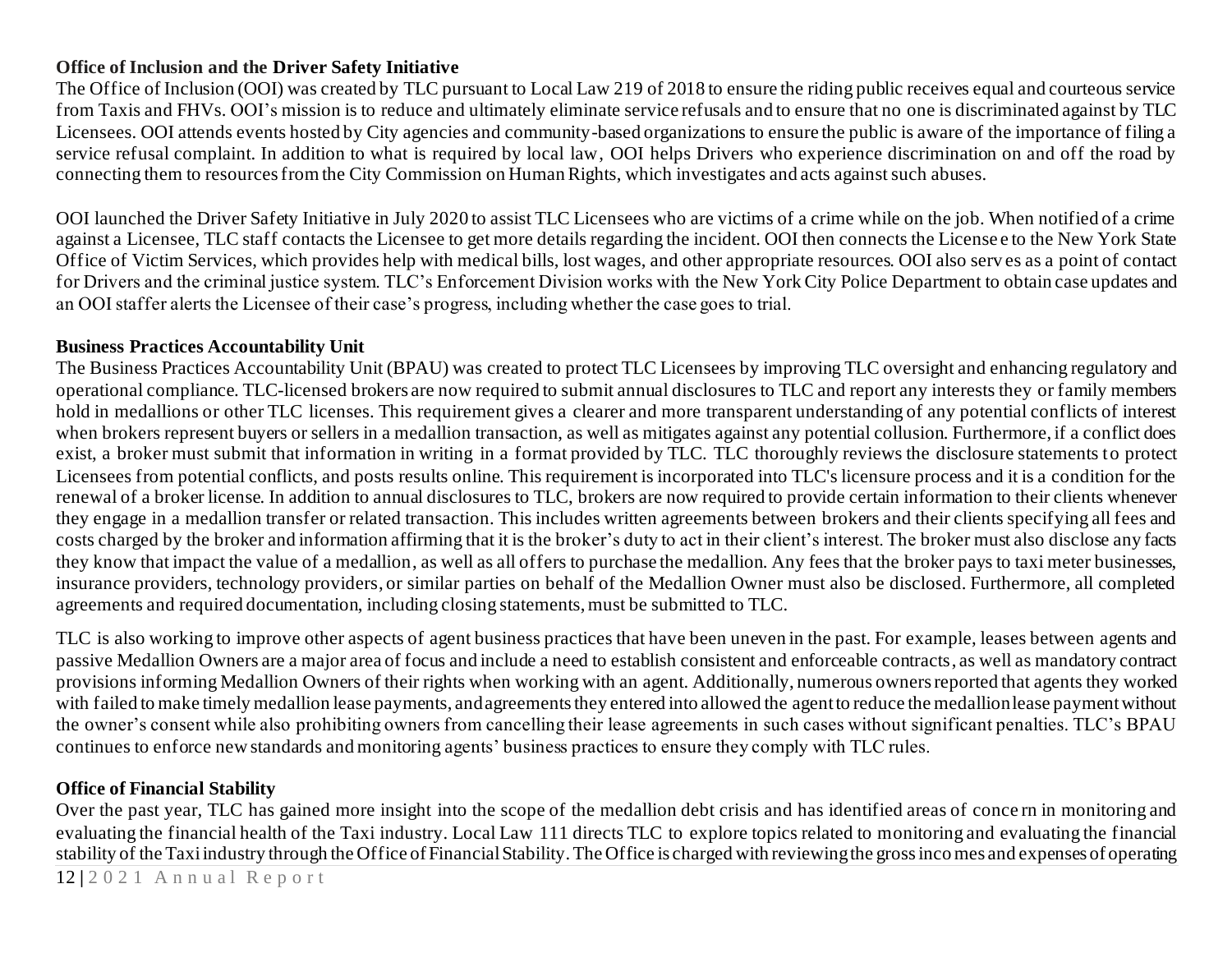### Office of Inclusion and the Driver Safety Initiative

The Office of Inclusion (OOI) was created by TLC pursuant to Local Law 219 of 2018 to ensure the riding public receives equal and courteous service from Taxis and FHVs. OOI's mission is to reduce and ultimately eliminate service refusals and to ensure that no one is discriminated against by TLC Licensees. OOI attends events hosted by City agencies and community-based organizations to ensure the public is aware of the importance of filing a service refusal complaint. In addition to what is required by local law, OOI helps Drivers who experience discrimination on and off the road by connecting them to resources from the City Commission on Human Rights, which investigates and acts against such abuses.

OOI launched the Driver Safety Initiative in July 2020 to assist TLC Licensees who are victims of a crime while on the job. When notified of a crime against a Licensee, TLC staff contacts the Licensee to get more details regarding the incident. OOI then connects the Licensee to the New York State Office of Victim Services, which provides help with medical bills, lost wages, and other appropriate resources. OOI also serves as a point of contact for Drivers and the criminal justice system. TLC's Enforcement Division works with the New York City Police Department to obtain case updates and an OOI staffer alerts the Licensee of their case's progress, including whether the case goes to trial.

### Business Practices Accountability Unit

The Business Practices Accountability Unit (BPAU) was created to protect TLC Licensees by improving TLC oversight and enhancing regulatory and operational compliance. TLC-licensed brokers are now required to submit annual disclosures to TLC and report any interests they or family members hold in medallions or other TLC licenses. This requirement gives a clearer and more transparent understanding of any potential conflicts of interest when brokers represent buyers or sellers in a medallion transaction, as well as mitigates against any potential collusion. Furthermore, if a conflict does exist, a broker must submit that information in writing in a format provided by TLC. TLC thoroughly reviews the disclosure statements to protect Licensees from potential conflicts, and posts results online. This requirement is incorporated into TLC's licensure process and it is a condition for the renewal of a broker license. In addition to annual disclosures to TLC, brokers are now required to provide certain information to their clients whenever they engage in a medallion transfer or related transaction. This includes written agreements between brokers and their clients specifying all fees and costs charged by the broker and information affirming that it is the broker's duty to act in their client's interest. The broker must also disclose any facts they know that impact the value of a medallion, as well as all offers to purchase the medallion. Any fees that the broker pays to taxi meter businesses, insurance providers, technology providers, or similar parties on behalf of the Medallion Owner must also be disclosed. Furthermore, all completed agreements and required documentation, including closing statements, must be submitted to TLC.

TLC is also working to improve other aspects of agent business practices that have been uneven in the past. For example, leases between agents and passive Medallion Owners are a major area of focus and include a need to establish consistent and enforceable contracts, as well as mandatory contract provisions informing Medallion Owners of their rights when working with an agent. Additionally, numerous owners reported that agents they worked with failed to make timely medallion lease payments, and agreements they entered into allowed the agent to reduce the medallion lease payment without the owner's consent while also prohibiting owners from cancelling their lease agreements in such cases without significant penalties. TLC's BPAU continues to enforce new standards and monitoring agents' business practices to ensure they comply with TLC rules.

### Office of Financial Stability

Over the past year, TLC has gained more insight into the scope of the medallion debt crisis and has identified areas of concern in monitoring and evaluating the financial health of the Taxi industry. Local Law 111 directs TLC to explore topics related to monitoring and evaluating the financial stability of the Taxi industry through the Office of Financial Stability. The Office is charged with reviewing the gross incomes and expenses of operating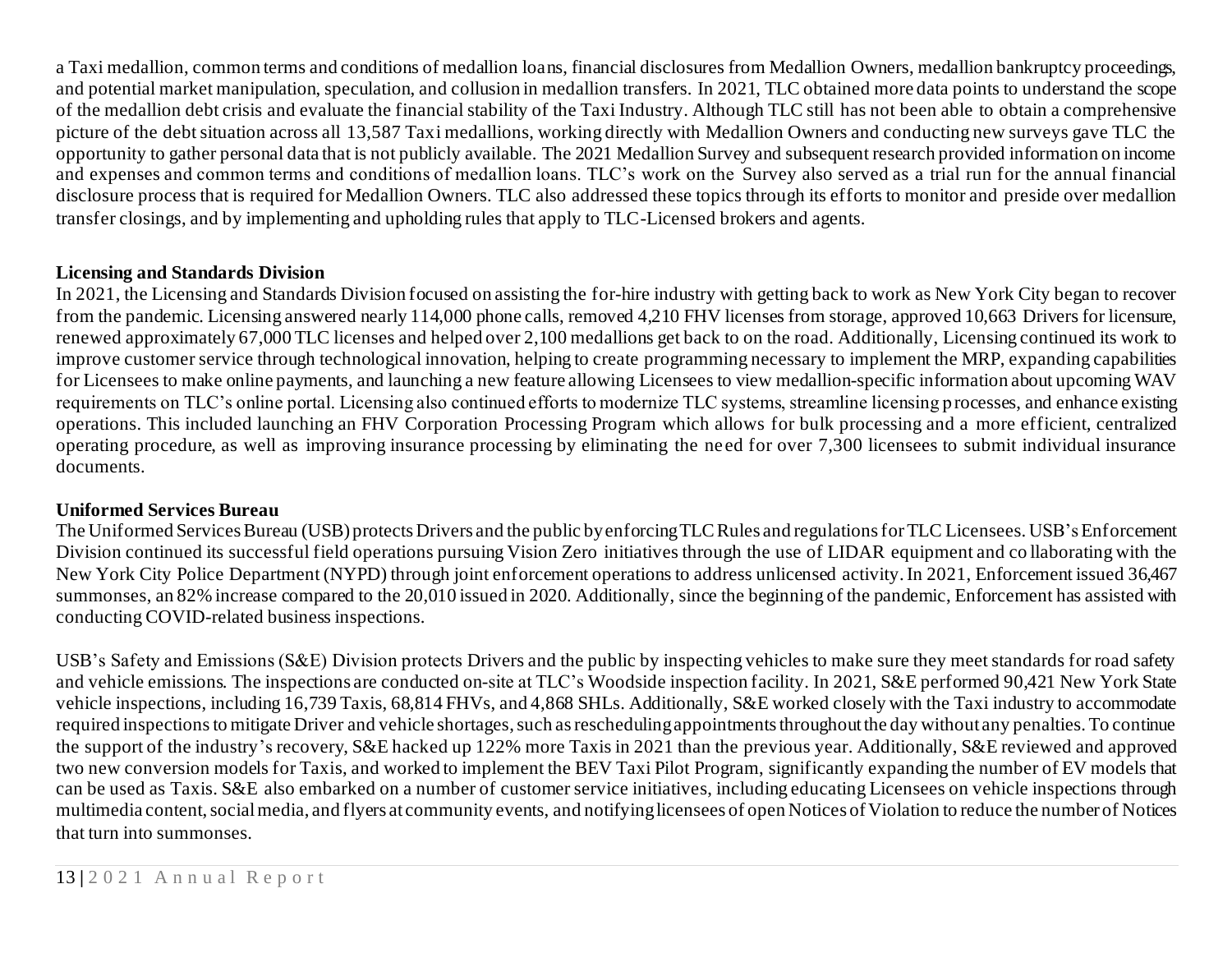a Taxi medallion, common terms and conditions of medallion loans, financial disclosures from Medallion Owners, medallion bankruptcy proceedings, and potential market manipulation, speculation, and collusion in medallion transfers. In 2021, TLC obtained more data points to understand the scope of the medallion debt crisis and evaluate the financial stability of the Taxi Industry. Although TLC still has not been able to obtain a comprehensive picture of the debt situation across all 13,587 Taxi medallions, working directly with Medallion Owners and conducting new surveys gave TLC the opportunity to gather personal data that is not publicly available. The 2021 Medallion Survey and subsequent research provided information on income and expenses and common terms and conditions of medallion loans. TLC's work on the Survey also served as a trial run for the annual financial disclosure process that is required for Medallion Owners. TLC also addressed these topics through its efforts to monitor and preside over medallion transfer closings, and by implementing and upholding rules that apply to TLC-Licensed brokers and agents.

**Licensing and Standards Division**

In 2021, the Licensing and Standards Division focused on assisting the for-hire industry with getting back to work as New York City began to recover from the pandemic. Licensing answered nearly 114,000 phone calls, removed 4,210 FHV licenses from storage, approved 10,663 Drivers for licensure, renewed approximately 67,000 TLC licenses and helped over 2,100 medallions get back to on the road. Additionally, Licensing continued its work to improve customer service through technological innovation, helping to create programming necessary to implement the MRP, expanding capabilities for Licensees to make online payments, and launching a new feature allowing Licensees to view medallion-specific information about upcoming WAV requirements on TLC's online portal. Licensing also continued efforts to modernize TLC systems, streamline licensing processes, and enhance existing operations. This included launching an FHV Corporation Processing Program which allows for bulk processing and a more efficient, centralized operating procedure, as well as improving insurance processing by eliminating the need for over 7,300 licensees to submit individual insurance documents.

**Uniformed Services Bureau**

The Uniformed Services Bureau (USB) protects Drivers and the public by enforcing TLC Rules and regulations for TLC Licensees. USB's Enforcement Division continued its successful field operations pursuing Vision Zero initiatives through the use of LIDAR equipment and collaborating with the New York City Police Department (NYPD) through joint enforcement operations to address unlicensed activity. In 2021, Enforcement issued 36,467 summonses, an 82% increase compared to the 20,010 issued in 2020. Additionally, since the beginning of the pandemic, Enforcement has assisted with conducting COVID-related business inspections.

USB's Safety and Emissions (S&E) Division protects Drivers and the public by inspecting vehicles to make sure they meet standards for road safety and vehicle emissions. The inspections are conducted on-site at TLC's Woodside inspection facility. In 2021, S&E performed 90,421 New York State vehicle inspections, including 16,739 Taxis, 68,814 FHVs, and 4,868 SHLs. Additionally, S&E worked closely with the Taxi industry to accommodate required inspections to mitigate Driver and vehicle shortages, such as rescheduling appointments throughout the day without any penalties. To continue the support of the industry's recovery, S&E hacked up 122% more Taxis in 2021 than the previous year. Additionally, S&E reviewed and approved two new conversion models for Taxis, and worked to implement the BEV Taxi Pilot Program, significantly expanding the number of EV models that can be used as Taxis. S&E also embarked on a number of customer service initiatives, including educating Licensees on vehicle inspections through multimedia content, social media, and flyers at community events, and notifying licensees of open Notices of Violation to reduce the number of Notices that turn into summonses.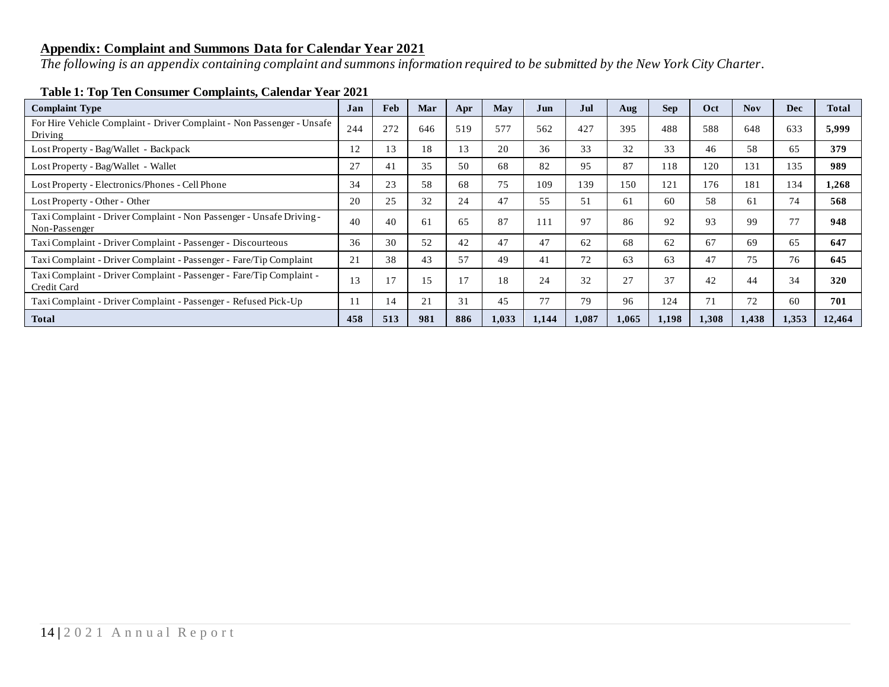## Appendix: Complaint and Summons Data for Calendar Year 2021

*The following is an appendix containing complaint and summons information required to be submitted by the New York City Charter.*

**Table 1: Top Ten Consumer Complaints, Calendar Year 2021**

| Complaint Type | Jan | Feb | Mar | Apr | May | Jun | Jul | Aug | Sep | Oct | Nov | Dec | Total |
|---|---|---|---|---|---|---|---|---|---|---|---|---|---|
| For Hire Vehicle Complaint - Driver Complaint - Non Passenger - Unsafe Driving | 244 | 272 | 646 | 519 | 577 | 562 | 427 | 395 | 488 | 588 | 648 | 633 | **5,999** |
| Lost Property - Bag/Wallet - Backpack | 12 | 13 | 18 | 13 | 20 | 36 | 33 | 32 | 33 | 46 | 58 | 65 | **379** |
| Lost Property - Bag/Wallet - Wallet | 27 | 41 | 35 | 50 | 68 | 82 | 95 | 87 | 118 | 120 | 131 | 135 | **989** |
| Lost Property - Electronics/Phones - Cell Phone | 34 | 23 | 58 | 68 | 75 | 109 | 139 | 150 | 121 | 176 | 181 | 134 | **1,268** |
| Lost Property - Other - Other | 20 | 25 | 32 | 24 | 47 | 55 | 51 | 61 | 60 | 58 | 61 | 74 | **568** |
| Taxi Complaint - Driver Complaint - Non Passenger - Unsafe Driving - Non-Passenger | 40 | 40 | 61 | 65 | 87 | 111 | 97 | 86 | 92 | 93 | 99 | 77 | **948** |
| Taxi Complaint - Driver Complaint - Passenger - Discourteous | 36 | 30 | 52 | 42 | 47 | 47 | 62 | 68 | 62 | 67 | 69 | 65 | **647** |
| Taxi Complaint - Driver Complaint - Passenger - Fare/Tip Complaint | 21 | 38 | 43 | 57 | 49 | 41 | 72 | 63 | 63 | 47 | 75 | 76 | **645** |
| Taxi Complaint - Driver Complaint - Passenger - Fare/Tip Complaint - Credit Card | 13 | 17 | 15 | 17 | 18 | 24 | 32 | 27 | 37 | 42 | 44 | 34 | **320** |
| Taxi Complaint - Driver Complaint - Passenger - Refused Pick-Up | 11 | 14 | 21 | 31 | 45 | 77 | 79 | 96 | 124 | 71 | 72 | 60 | **701** |
| **Total** | **458** | **513** | **981** | **886** | **1,033** | **1,144** | **1,087** | **1,065** | **1,198** | **1,308** | **1,438** | **1,353** | **12,464** |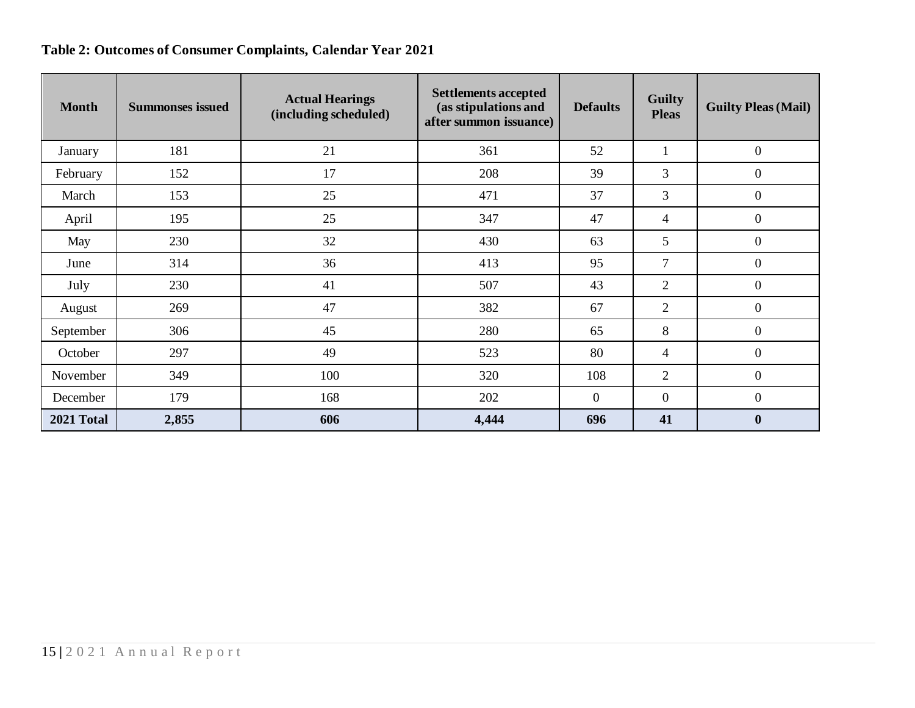**Table 2: Outcomes of Consumer Complaints, Calendar Year 2021**

| Month | Summonses issued | Actual Hearings (including scheduled) | Settlements accepted (as stipulations and after summon issuance) | Defaults | Guilty Pleas | Guilty Pleas (Mail) |
|---|---|---|---|---|---|---|
| January | 181 | 21 | 361 | 52 | 1 | 0 |
| February | 152 | 17 | 208 | 39 | 3 | 0 |
| March | 153 | 25 | 471 | 37 | 3 | 0 |
| April | 195 | 25 | 347 | 47 | 4 | 0 |
| May | 230 | 32 | 430 | 63 | 5 | 0 |
| June | 314 | 36 | 413 | 95 | 7 | 0 |
| July | 230 | 41 | 507 | 43 | 2 | 0 |
| August | 269 | 47 | 382 | 67 | 2 | 0 |
| September | 306 | 45 | 280 | 65 | 8 | 0 |
| October | 297 | 49 | 523 | 80 | 4 | 0 |
| November | 349 | 100 | 320 | 108 | 2 | 0 |
| December | 179 | 168 | 202 | 0 | 0 | 0 |
| **2021 Total** | **2,855** | **606** | **4,444** | **696** | **41** | **0** |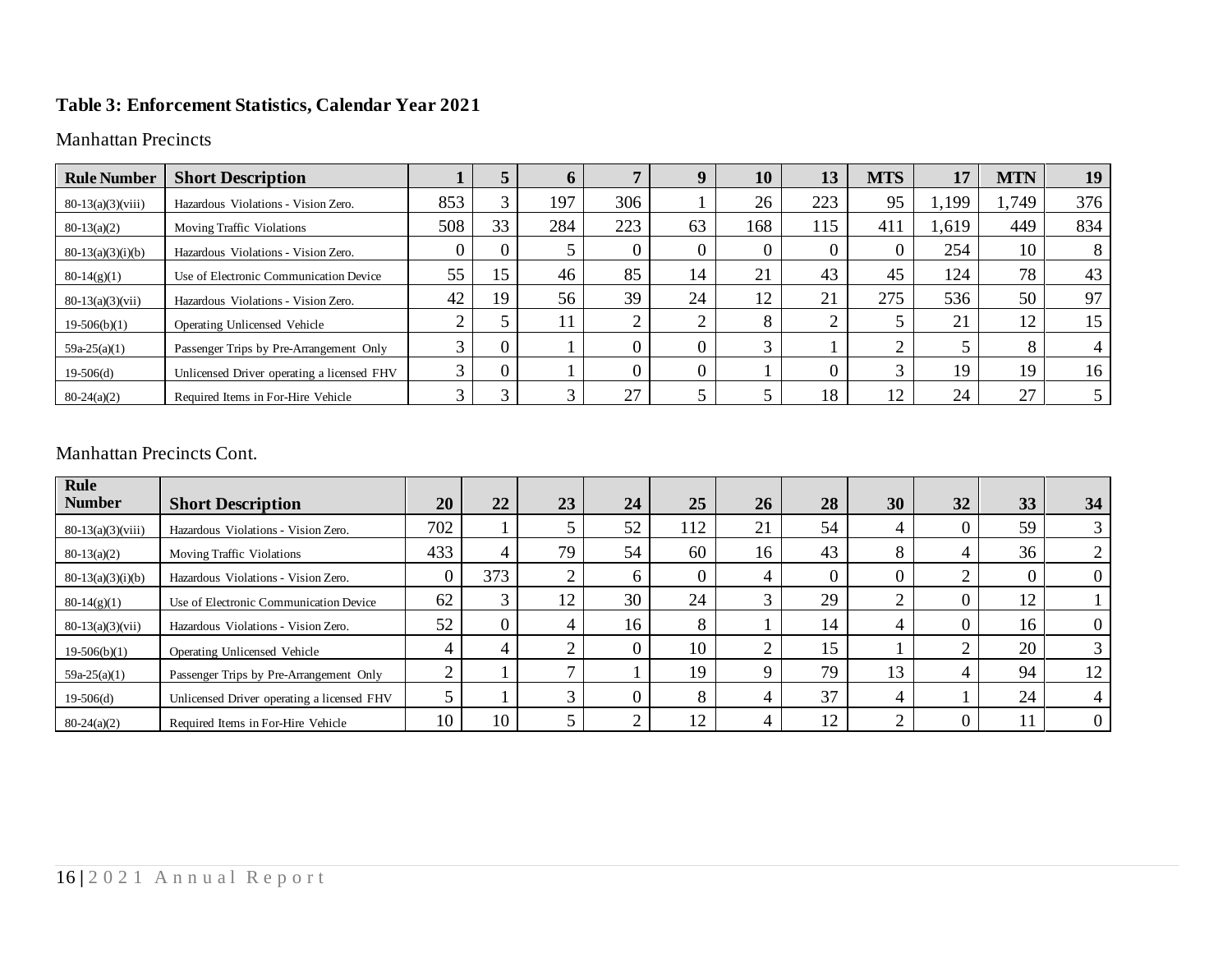**Table 3: Enforcement Statistics, Calendar Year 2021**

Manhattan Precincts

| Rule Number | Short Description | 1 | 5 | 6 | 7 | 9 | 10 | 13 | MTS | 17 | MTN | 19 |
|---|---|---|---|---|---|---|---|---|---|---|---|---|
| 80-13(a)(3)(viii) | Hazardous Violations - Vision Zero. | 853 | 3 | 197 | 306 | 1 | 26 | 223 | 95 | 1,199 | 1,749 | 376 |
| 80-13(a)(2) | Moving Traffic Violations | 508 | 33 | 284 | 223 | 63 | 168 | 115 | 411 | 1,619 | 449 | 834 |
| 80-13(a)(3)(i)(b) | Hazardous Violations - Vision Zero. | 0 | 0 | 5 | 0 | 0 | 0 | 0 | 0 | 254 | 10 | 8 |
| 80-14(g)(1) | Use of Electronic Communication Device | 55 | 15 | 46 | 85 | 14 | 21 | 43 | 45 | 124 | 78 | 43 |
| 80-13(a)(3)(vii) | Hazardous Violations - Vision Zero. | 42 | 19 | 56 | 39 | 24 | 12 | 21 | 275 | 536 | 50 | 97 |
| 19-506(b)(1) | Operating Unlicensed Vehicle | 2 | 5 | 11 | 2 | 2 | 8 | 2 | 5 | 21 | 12 | 15 |
| 59a-25(a)(1) | Passenger Trips by Pre-Arrangement Only | 3 | 0 | 1 | 0 | 0 | 3 | 1 | 2 | 5 | 8 | 4 |
| 19-506(d) | Unlicensed Driver operating a licensed FHV | 3 | 0 | 1 | 0 | 0 | 1 | 0 | 3 | 19 | 19 | 16 |
| 80-24(a)(2) | Required Items in For-Hire Vehicle | 3 | 3 | 3 | 27 | 5 | 5 | 18 | 12 | 24 | 27 | 5 |

Manhattan Precincts Cont.

| Rule Number | Short Description | 20 | 22 | 23 | 24 | 25 | 26 | 28 | 30 | 32 | 33 | 34 |
|---|---|---|---|---|---|---|---|---|---|---|---|---|
| 80-13(a)(3)(viii) | Hazardous Violations - Vision Zero. | 702 | 1 | 5 | 52 | 112 | 21 | 54 | 4 | 0 | 59 | 3 |
| 80-13(a)(2) | Moving Traffic Violations | 433 | 4 | 79 | 54 | 60 | 16 | 43 | 8 | 4 | 36 | 2 |
| 80-13(a)(3)(i)(b) | Hazardous Violations - Vision Zero. | 0 | 373 | 2 | 6 | 0 | 4 | 0 | 0 | 2 | 0 | 0 |
| 80-14(g)(1) | Use of Electronic Communication Device | 62 | 3 | 12 | 30 | 24 | 3 | 29 | 2 | 0 | 12 | 1 |
| 80-13(a)(3)(vii) | Hazardous Violations - Vision Zero. | 52 | 0 | 4 | 16 | 8 | 1 | 14 | 4 | 0 | 16 | 0 |
| 19-506(b)(1) | Operating Unlicensed Vehicle | 4 | 4 | 2 | 0 | 10 | 2 | 15 | 1 | 2 | 20 | 3 |
| 59a-25(a)(1) | Passenger Trips by Pre-Arrangement Only | 2 | 1 | 7 | 1 | 19 | 9 | 79 | 13 | 4 | 94 | 12 |
| 19-506(d) | Unlicensed Driver operating a licensed FHV | 5 | 1 | 3 | 0 | 8 | 4 | 37 | 4 | 1 | 24 | 4 |
| 80-24(a)(2) | Required Items in For-Hire Vehicle | 10 | 10 | 5 | 2 | 12 | 4 | 12 | 2 | 0 | 11 | 0 |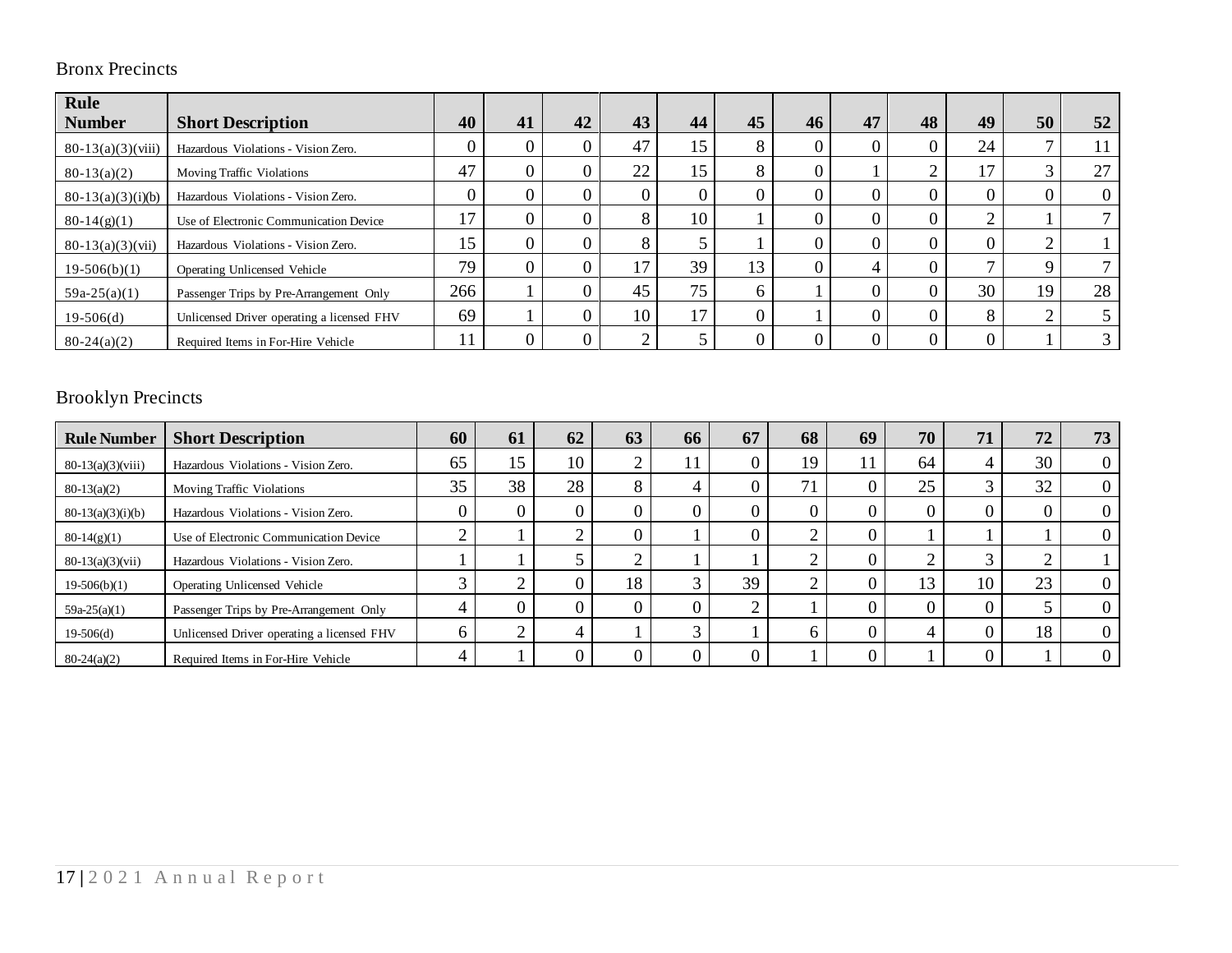Bronx Precincts

| Rule Number | Short Description | 40 | 41 | 42 | 43 | 44 | 45 | 46 | 47 | 48 | 49 | 50 | 52 |
|---|---|---|---|---|---|---|---|---|---|---|---|---|---|
| 80-13(a)(3)(viii) | Hazardous Violations - Vision Zero. | 0 | 0 | 0 | 47 | 15 | 8 | 0 | 0 | 0 | 24 | 7 | 11 |
| 80-13(a)(2) | Moving Traffic Violations | 47 | 0 | 0 | 22 | 15 | 8 | 0 | 1 | 2 | 17 | 3 | 27 |
| 80-13(a)(3)(i)(b) | Hazardous Violations - Vision Zero. | 0 | 0 | 0 | 0 | 0 | 0 | 0 | 0 | 0 | 0 | 0 | 0 |
| 80-14(g)(1) | Use of Electronic Communication Device | 17 | 0 | 0 | 8 | 10 | 1 | 0 | 0 | 0 | 2 | 1 | 7 |
| 80-13(a)(3)(vii) | Hazardous Violations - Vision Zero. | 15 | 0 | 0 | 8 | 5 | 1 | 0 | 0 | 0 | 0 | 2 | 1 |
| 19-506(b)(1) | Operating Unlicensed Vehicle | 79 | 0 | 0 | 17 | 39 | 13 | 0 | 4 | 0 | 7 | 9 | 7 |
| 59a-25(a)(1) | Passenger Trips by Pre-Arrangement Only | 266 | 1 | 0 | 45 | 75 | 6 | 1 | 0 | 0 | 30 | 19 | 28 |
| 19-506(d) | Unlicensed Driver operating a licensed FHV | 69 | 1 | 0 | 10 | 17 | 0 | 1 | 0 | 0 | 8 | 2 | 5 |
| 80-24(a)(2) | Required Items in For-Hire Vehicle | 11 | 0 | 0 | 2 | 5 | 0 | 0 | 0 | 0 | 0 | 1 | 3 |

Brooklyn Precincts

| Rule Number | Short Description | 60 | 61 | 62 | 63 | 66 | 67 | 68 | 69 | 70 | 71 | 72 | 73 |
|---|---|---|---|---|---|---|---|---|---|---|---|---|---|
| 80-13(a)(3)(viii) | Hazardous Violations - Vision Zero. | 65 | 15 | 10 | 2 | 11 | 0 | 19 | 11 | 64 | 4 | 30 | 0 |
| 80-13(a)(2) | Moving Traffic Violations | 35 | 38 | 28 | 8 | 4 | 0 | 71 | 0 | 25 | 3 | 32 | 0 |
| 80-13(a)(3)(i)(b) | Hazardous Violations - Vision Zero. | 0 | 0 | 0 | 0 | 0 | 0 | 0 | 0 | 0 | 0 | 0 | 0 |
| 80-14(g)(1) | Use of Electronic Communication Device | 2 | 1 | 2 | 0 | 1 | 0 | 2 | 0 | 1 | 1 | 1 | 0 |
| 80-13(a)(3)(vii) | Hazardous Violations - Vision Zero. | 1 | 1 | 5 | 2 | 1 | 1 | 2 | 0 | 2 | 3 | 2 | 1 |
| 19-506(b)(1) | Operating Unlicensed Vehicle | 3 | 2 | 0 | 18 | 3 | 39 | 2 | 0 | 13 | 10 | 23 | 0 |
| 59a-25(a)(1) | Passenger Trips by Pre-Arrangement Only | 4 | 0 | 0 | 0 | 0 | 2 | 1 | 0 | 0 | 0 | 5 | 0 |
| 19-506(d) | Unlicensed Driver operating a licensed FHV | 6 | 2 | 4 | 1 | 3 | 1 | 6 | 0 | 4 | 0 | 18 | 0 |
| 80-24(a)(2) | Required Items in For-Hire Vehicle | 4 | 1 | 0 | 0 | 0 | 0 | 1 | 0 | 1 | 0 | 1 | 0 |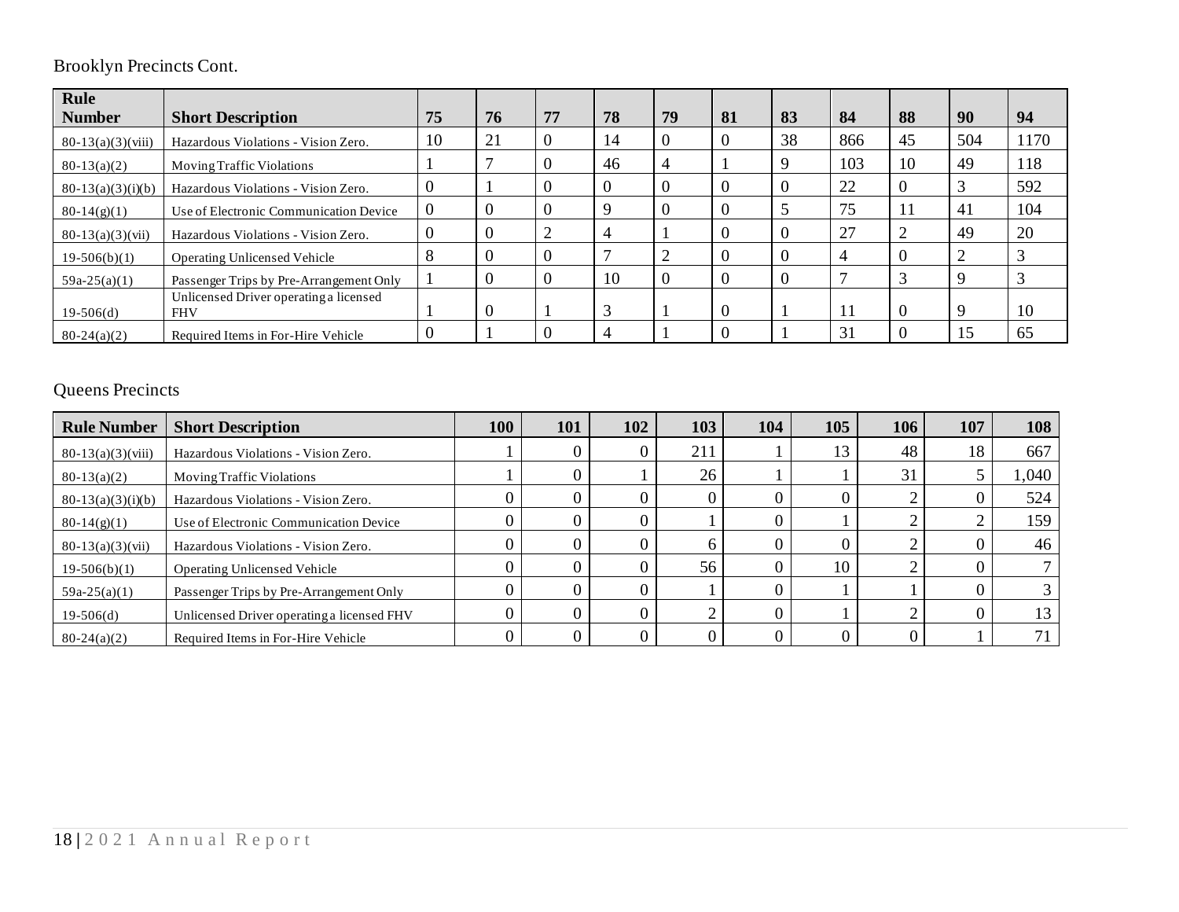Brooklyn Precincts Cont.

| Rule Number | Short Description | 75 | 76 | 77 | 78 | 79 | 81 | 83 | 84 | 88 | 90 | 94 |
|---|---|---|---|---|---|---|---|---|---|---|---|---|
| 80-13(a)(3)(viii) | Hazardous Violations - Vision Zero. | 10 | 21 | 0 | 14 | 0 | 0 | 38 | 866 | 45 | 504 | 1170 |
| 80-13(a)(2) | Moving Traffic Violations | 1 | 7 | 0 | 46 | 4 | 1 | 9 | 103 | 10 | 49 | 118 |
| 80-13(a)(3)(i)(b) | Hazardous Violations - Vision Zero. | 0 | 1 | 0 | 0 | 0 | 0 | 0 | 22 | 0 | 3 | 592 |
| 80-14(g)(1) | Use of Electronic Communication Device | 0 | 0 | 0 | 9 | 0 | 0 | 5 | 75 | 11 | 41 | 104 |
| 80-13(a)(3)(vii) | Hazardous Violations - Vision Zero. | 0 | 0 | 2 | 4 | 1 | 0 | 0 | 27 | 2 | 49 | 20 |
| 19-506(b)(1) | Operating Unlicensed Vehicle | 8 | 0 | 0 | 7 | 2 | 0 | 0 | 4 | 0 | 2 | 3 |
| 59a-25(a)(1) | Passenger Trips by Pre-Arrangement Only | 1 | 0 | 0 | 10 | 0 | 0 | 0 | 7 | 3 | 9 | 3 |
| 19-506(d) | Unlicensed Driver operating a licensed FHV | 1 | 0 | 1 | 3 | 1 | 0 | 1 | 11 | 0 | 9 | 10 |
| 80-24(a)(2) | Required Items in For-Hire Vehicle | 0 | 1 | 0 | 4 | 1 | 0 | 1 | 31 | 0 | 15 | 65 |

Queens Precincts

| Rule Number | Short Description | 100 | 101 | 102 | 103 | 104 | 105 | 106 | 107 | 108 |
|---|---|---|---|---|---|---|---|---|---|---|
| 80-13(a)(3)(viii) | Hazardous Violations - Vision Zero. | 1 | 0 | 0 | 211 | 1 | 13 | 48 | 18 | 667 |
| 80-13(a)(2) | Moving Traffic Violations | 1 | 0 | 1 | 26 | 1 | 1 | 31 | 5 | 1,040 |
| 80-13(a)(3)(i)(b) | Hazardous Violations - Vision Zero. | 0 | 0 | 0 | 0 | 0 | 0 | 2 | 0 | 524 |
| 80-14(g)(1) | Use of Electronic Communication Device | 0 | 0 | 0 | 1 | 0 | 1 | 2 | 2 | 159 |
| 80-13(a)(3)(vii) | Hazardous Violations - Vision Zero. | 0 | 0 | 0 | 6 | 0 | 0 | 2 | 0 | 46 |
| 19-506(b)(1) | Operating Unlicensed Vehicle | 0 | 0 | 0 | 56 | 0 | 10 | 2 | 0 | 7 |
| 59a-25(a)(1) | Passenger Trips by Pre-Arrangement Only | 0 | 0 | 0 | 1 | 0 | 1 | 1 | 0 | 3 |
| 19-506(d) | Unlicensed Driver operating a licensed FHV | 0 | 0 | 0 | 2 | 0 | 1 | 2 | 0 | 13 |
| 80-24(a)(2) | Required Items in For-Hire Vehicle | 0 | 0 | 0 | 0 | 0 | 0 | 0 | 1 | 71 |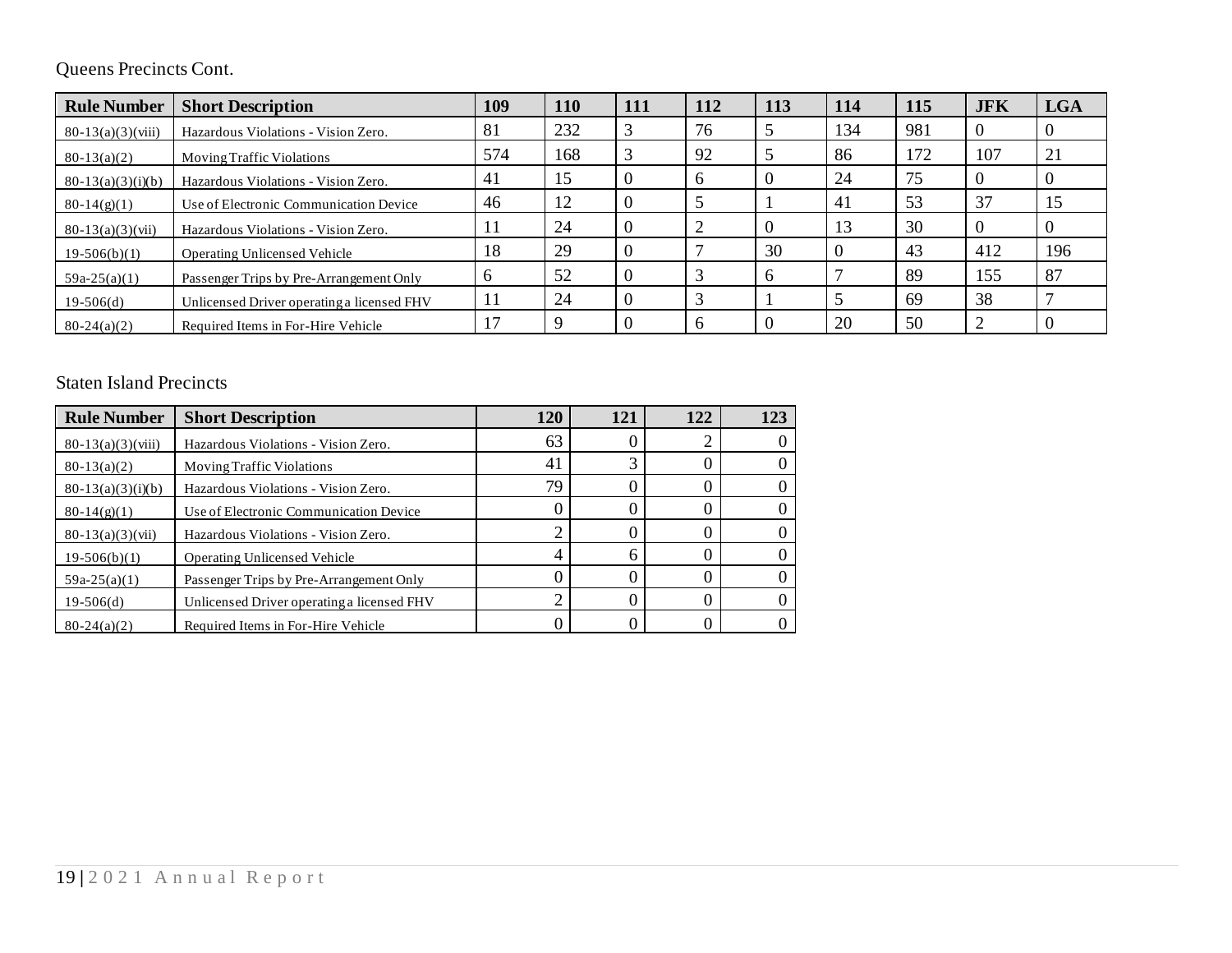Queens Precincts Cont.

| Rule Number | Short Description | 109 | 110 | 111 | 112 | 113 | 114 | 115 | JFK | LGA |
|---|---|---|---|---|---|---|---|---|---|---|
| 80-13(a)(3)(viii) | Hazardous Violations - Vision Zero. | 81 | 232 | 3 | 76 | 5 | 134 | 981 | 0 | 0 |
| 80-13(a)(2) | Moving Traffic Violations | 574 | 168 | 3 | 92 | 5 | 86 | 172 | 107 | 21 |
| 80-13(a)(3)(i)(b) | Hazardous Violations - Vision Zero. | 41 | 15 | 0 | 6 | 0 | 24 | 75 | 0 | 0 |
| 80-14(g)(1) | Use of Electronic Communication Device | 46 | 12 | 0 | 5 | 1 | 41 | 53 | 37 | 15 |
| 80-13(a)(3)(vii) | Hazardous Violations - Vision Zero. | 11 | 24 | 0 | 2 | 0 | 13 | 30 | 0 | 0 |
| 19-506(b)(1) | Operating Unlicensed Vehicle | 18 | 29 | 0 | 7 | 30 | 0 | 43 | 412 | 196 |
| 59a-25(a)(1) | Passenger Trips by Pre-Arrangement Only | 6 | 52 | 0 | 3 | 6 | 7 | 89 | 155 | 87 |
| 19-506(d) | Unlicensed Driver operating a licensed FHV | 11 | 24 | 0 | 3 | 1 | 5 | 69 | 38 | 7 |
| 80-24(a)(2) | Required Items in For-Hire Vehicle | 17 | 9 | 0 | 6 | 0 | 20 | 50 | 2 | 0 |

Staten Island Precincts

| Rule Number | Short Description | 120 | 121 | 122 | 123 |
|---|---|---|---|---|---|
| 80-13(a)(3)(viii) | Hazardous Violations - Vision Zero. | 63 | 0 | 2 | 0 |
| 80-13(a)(2) | Moving Traffic Violations | 41 | 3 | 0 | 0 |
| 80-13(a)(3)(i)(b) | Hazardous Violations - Vision Zero. | 79 | 0 | 0 | 0 |
| 80-14(g)(1) | Use of Electronic Communication Device | 0 | 0 | 0 | 0 |
| 80-13(a)(3)(vii) | Hazardous Violations - Vision Zero. | 2 | 0 | 0 | 0 |
| 19-506(b)(1) | Operating Unlicensed Vehicle | 4 | 6 | 0 | 0 |
| 59a-25(a)(1) | Passenger Trips by Pre-Arrangement Only | 0 | 0 | 0 | 0 |
| 19-506(d) | Unlicensed Driver operating a licensed FHV | 2 | 0 | 0 | 0 |
| 80-24(a)(2) | Required Items in For-Hire Vehicle | 0 | 0 | 0 | 0 |